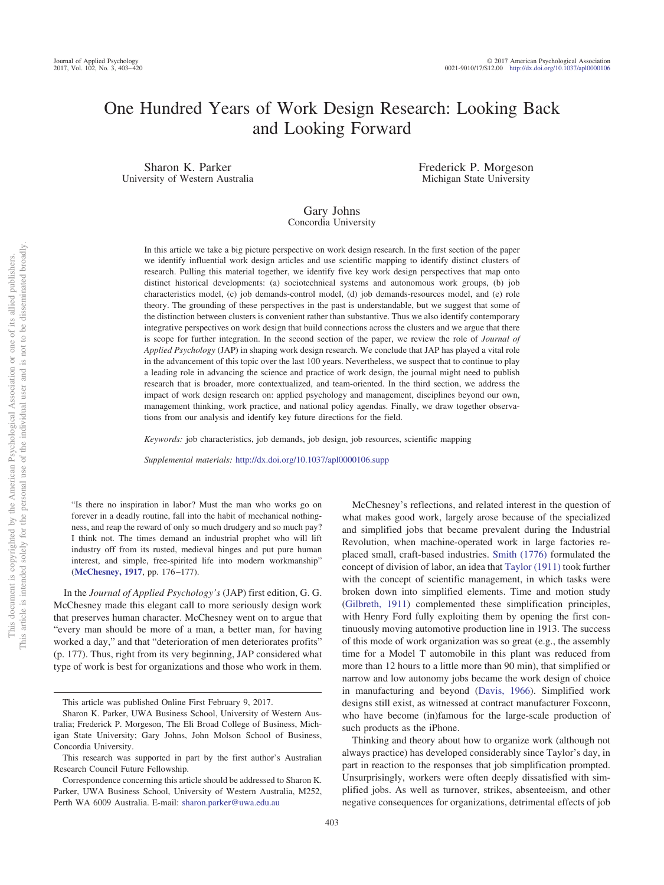# One Hundred Years of Work Design Research: Looking Back and Looking Forward

Sharon K. Parker
University of Western Australia

Frederick P. Morgeson
Michigan State University

Gary Johns
Concordia University

In this article we take a big picture perspective on work design research. In the first section of the paper we identify influential work design articles and use scientific mapping to identify distinct clusters of research. Pulling this material together, we identify five key work design perspectives that map onto distinct historical developments: (a) sociotechnical systems and autonomous work groups, (b) job characteristics model, (c) job demands-control model, (d) job demands-resources model, and (e) role theory. The grounding of these perspectives in the past is understandable, but we suggest that some of the distinction between clusters is convenient rather than substantive. Thus we also identify contemporary integrative perspectives on work design that build connections across the clusters and we argue that there is scope for further integration. In the second section of the paper, we review the role of *Journal of Applied Psychology* (JAP) in shaping work design research. We conclude that JAP has played a vital role in the advancement of this topic over the last 100 years. Nevertheless, we suspect that to continue to play a leading role in advancing the science and practice of work design, the journal might need to publish research that is broader, more contextualized, and team-oriented. In the third section, we address the impact of work design research on: applied psychology and management, disciplines beyond our own, management thinking, work practice, and national policy agendas. Finally, we draw together observations from our analysis and identify key future directions for the field.

*Keywords:* job characteristics, job demands, job design, job resources, scientific mapping

*Supplemental materials:* http://dx.doi.org/10.1037/apl0000106.supp

> "Is there no inspiration in labor? Must the man who works go on forever in a deadly routine, fall into the habit of mechanical nothingness, and reap the reward of only so much drudgery and so much pay? I think not. The times demand an industrial prophet who will lift industry off from its rusted, medieval hinges and put pure human interest, and simple, free-spirited life into modern workmanship" (**McChesney, 1917**, pp. 176–177).

In the *Journal of Applied Psychology's* (JAP) first edition, G. G. McChesney made this elegant call to more seriously design work that preserves human character. McChesney went on to argue that "every man should be more of a man, a better man, for having worked a day," and that "deterioration of men deteriorates profits" (p. 177). Thus, right from its very beginning, JAP considered what type of work is best for organizations and those who work in them.

McChesney's reflections, and related interest in the question of what makes good work, largely arose because of the specialized and simplified jobs that became prevalent during the Industrial Revolution, when machine-operated work in large factories replaced small, craft-based industries. Smith (1776) formulated the concept of division of labor, an idea that Taylor (1911) took further with the concept of scientific management, in which tasks were broken down into simplified elements. Time and motion study (Gilbreth, 1911) complemented these simplification principles, with Henry Ford fully exploiting them by opening the first continuously moving automotive production line in 1913. The success of this mode of work organization was so great (e.g., the assembly time for a Model T automobile in this plant was reduced from more than 12 hours to a little more than 90 min), that simplified or narrow and low autonomy jobs became the work design of choice in manufacturing and beyond (Davis, 1966). Simplified work designs still exist, as witnessed at contract manufacturer Foxconn, who have become (in)famous for the large-scale production of such products as the iPhone.

Thinking and theory about how to organize work (although not always practice) has developed considerably since Taylor's day, in part in reaction to the responses that job simplification prompted. Unsurprisingly, workers were often deeply dissatisfied with simplified jobs. As well as turnover, strikes, absenteeism, and other negative consequences for organizations, detrimental effects of job

---

This article was published Online First February 9, 2017.

Sharon K. Parker, UWA Business School, University of Western Australia; Frederick P. Morgeson, The Eli Broad College of Business, Michigan State University; Gary Johns, John Molson School of Business, Concordia University.

This research was supported in part by the first author's Australian Research Council Future Fellowship.

Correspondence concerning this article should be addressed to Sharon K. Parker, UWA Business School, University of Western Australia, M252, Perth WA 6009 Australia. E-mail: sharon.parker@uwa.edu.au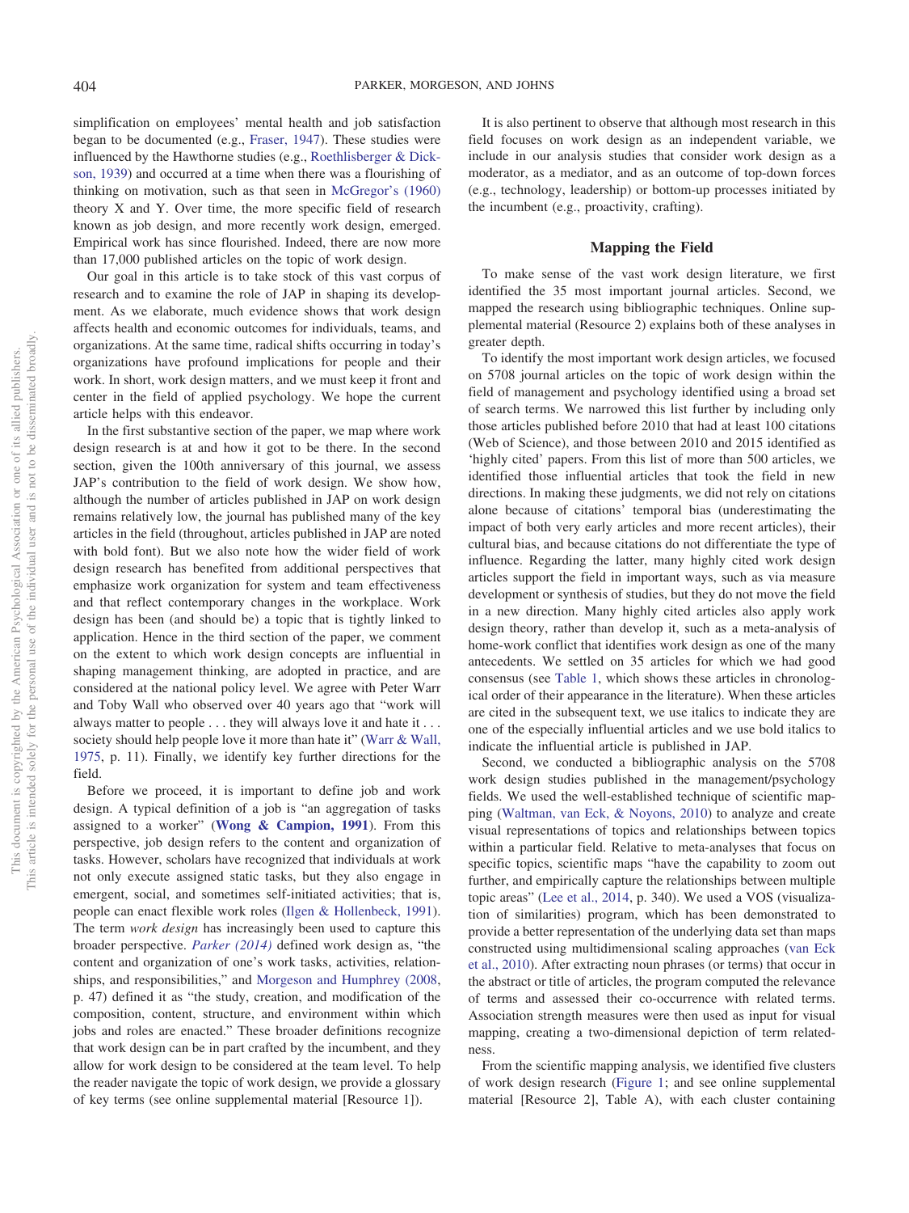simplification on employees' mental health and job satisfaction began to be documented (e.g., Fraser, 1947). These studies were influenced by the Hawthorne studies (e.g., Roethlisberger & Dickson, 1939) and occurred at a time when there was a flourishing of thinking on motivation, such as that seen in McGregor's (1960) theory X and Y. Over time, the more specific field of research known as job design, and more recently work design, emerged. Empirical work has since flourished. Indeed, there are now more than 17,000 published articles on the topic of work design.

Our goal in this article is to take stock of this vast corpus of research and to examine the role of JAP in shaping its development. As we elaborate, much evidence shows that work design affects health and economic outcomes for individuals, teams, and organizations. At the same time, radical shifts occurring in today's organizations have profound implications for people and their work. In short, work design matters, and we must keep it front and center in the field of applied psychology. We hope the current article helps with this endeavor.

In the first substantive section of the paper, we map where work design research is at and how it got to be there. In the second section, given the 100th anniversary of this journal, we assess JAP's contribution to the field of work design. We show how, although the number of articles published in JAP on work design remains relatively low, the journal has published many of the key articles in the field (throughout, articles published in JAP are noted with bold font). But we also note how the wider field of work design research has benefited from additional perspectives that emphasize work organization for system and team effectiveness and that reflect contemporary changes in the workplace. Work design has been (and should be) a topic that is tightly linked to application. Hence in the third section of the paper, we comment on the extent to which work design concepts are influential in shaping management thinking, are adopted in practice, and are considered at the national policy level. We agree with Peter Warr and Toby Wall who observed over 40 years ago that "work will always matter to people . . . they will always love it and hate it . . . society should help people love it more than hate it" (Warr & Wall, 1975, p. 11). Finally, we identify key further directions for the field.

Before we proceed, it is important to define job and work design. A typical definition of a job is "an aggregation of tasks assigned to a worker" (**Wong & Campion, 1991**). From this perspective, job design refers to the content and organization of tasks. However, scholars have recognized that individuals at work not only execute assigned static tasks, but they also engage in emergent, social, and sometimes self-initiated activities; that is, people can enact flexible work roles (Ilgen & Hollenbeck, 1991). The term *work design* has increasingly been used to capture this broader perspective. *Parker (2014)* defined work design as, "the content and organization of one's work tasks, activities, relationships, and responsibilities," and Morgeson and Humphrey (2008, p. 47) defined it as "the study, creation, and modification of the composition, content, structure, and environment within which jobs and roles are enacted." These broader definitions recognize that work design can be in part crafted by the incumbent, and they allow for work design to be considered at the team level. To help the reader navigate the topic of work design, we provide a glossary of key terms (see online supplemental material [Resource 1]).

It is also pertinent to observe that although most research in this field focuses on work design as an independent variable, we include in our analysis studies that consider work design as a moderator, as a mediator, and as an outcome of top-down forces (e.g., technology, leadership) or bottom-up processes initiated by the incumbent (e.g., proactivity, crafting).

## Mapping the Field

To make sense of the vast work design literature, we first identified the 35 most important journal articles. Second, we mapped the research using bibliographic techniques. Online supplemental material (Resource 2) explains both of these analyses in greater depth.

To identify the most important work design articles, we focused on 5708 journal articles on the topic of work design within the field of management and psychology identified using a broad set of search terms. We narrowed this list further by including only those articles published before 2010 that had at least 100 citations (Web of Science), and those between 2010 and 2015 identified as 'highly cited' papers. From this list of more than 500 articles, we identified those influential articles that took the field in new directions. In making these judgments, we did not rely on citations alone because of citations' temporal bias (underestimating the impact of both very early articles and more recent articles), their cultural bias, and because citations do not differentiate the type of influence. Regarding the latter, many highly cited work design articles support the field in important ways, such as via measure development or synthesis of studies, but they do not move the field in a new direction. Many highly cited articles also apply work design theory, rather than develop it, such as a meta-analysis of home-work conflict that identifies work design as one of the many antecedents. We settled on 35 articles for which we had good consensus (see Table 1, which shows these articles in chronological order of their appearance in the literature). When these articles are cited in the subsequent text, we use italics to indicate they are one of the especially influential articles and we use bold italics to indicate the influential article is published in JAP.

Second, we conducted a bibliographic analysis on the 5708 work design studies published in the management/psychology fields. We used the well-established technique of scientific mapping (Waltman, van Eck, & Noyons, 2010) to analyze and create visual representations of topics and relationships between topics within a particular field. Relative to meta-analyses that focus on specific topics, scientific maps "have the capability to zoom out further, and empirically capture the relationships between multiple topic areas" (Lee et al., 2014, p. 340). We used a VOS (visualization of similarities) program, which has been demonstrated to provide a better representation of the underlying data set than maps constructed using multidimensional scaling approaches (van Eck et al., 2010). After extracting noun phrases (or terms) that occur in the abstract or title of articles, the program computed the relevance of terms and assessed their co-occurrence with related terms. Association strength measures were then used as input for visual mapping, creating a two-dimensional depiction of term relatedness.

From the scientific mapping analysis, we identified five clusters of work design research (Figure 1; and see online supplemental material [Resource 2], Table A), with each cluster containing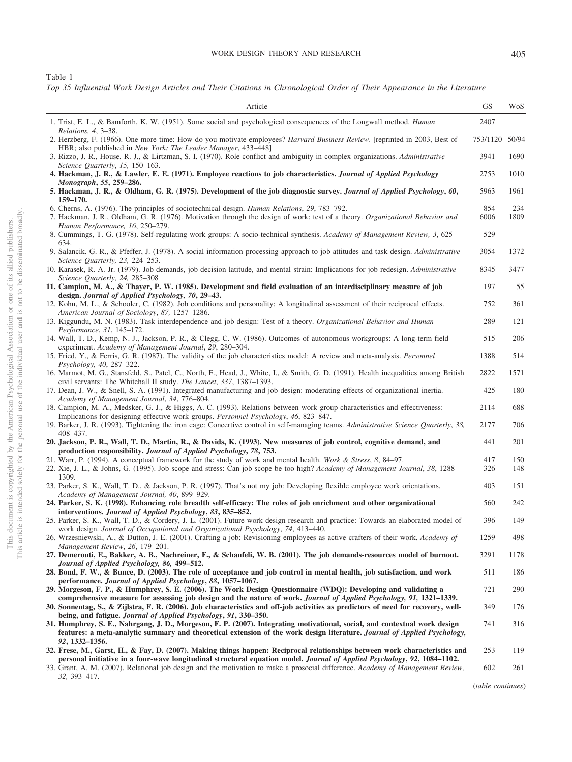Table 1

*Top 35 Influential Work Design Articles and Their Citations in Chronological Order of Their Appearance in the Literature*

| Article | GS | WoS |
|---|---|---|
| 1. Trist, E. L., & Bamforth, K. W. (1951). Some social and psychological consequences of the Longwall method. *Human Relations, 4*, 3–38. | 2407 | |
| 2. Herzberg, F. (1966). One more time: How do you motivate employees? *Harvard Business Review*. [reprinted in 2003, Best of HBR; also published in *New York: The Leader Manager*, 433–448] | 753/1120 | 50/94 |
| 3. Rizzo, J. R., House, R. J., & Lirtzman, S. I. (1970). Role conflict and ambiguity in complex organizations. *Administrative Science Quarterly*, *15,* 150–163. | 3941 | 1690 |
| **4. Hackman, J. R., & Lawler, E. E. (1971). Employee reactions to job characteristics. *Journal of Applied Psychology Monograph*, *55*, 259–286.** | 2753 | 1010 |
| **5. Hackman, J. R., & Oldham, G. R. (1975). Development of the job diagnostic survey. *Journal of Applied Psychology*, *60*, 159–170.** | 5963 | 1961 |
| 6. Cherns, A. (1976). The principles of sociotechnical design. *Human Relations*, *29*, 783–792. | 854 | 234 |
| 7. Hackman, J. R., Oldham, G. R. (1976). Motivation through the design of work: test of a theory. *Organizational Behavior and Human Performance, 16*, 250–279. | 6006 | 1809 |
| 8. Cummings, T. G. (1978). Self-regulating work groups: A socio-technical synthesis. *Academy of Management Review, 3*, 625–634. | 529 | |
| 9. Salancik, G. R., & Pfeffer, J. (1978). A social information processing approach to job attitudes and task design. *Administrative Science Quarterly, 23,* 224–253. | 3054 | 1372 |
| 10. Karasek, R. A. Jr. (1979). Job demands, job decision latitude, and mental strain: Implications for job redesign. *Administrative Science Quarterly, 24,* 285–308 | 8345 | 3477 |
| **11. Campion, M. A., & Thayer, P. W. (1985). Development and field evaluation of an interdisciplinary measure of job design. *Journal of Applied Psychology, 70*, 29–43.** | 197 | 55 |
| 12. Kohn, M. L., & Schooler, C. (1982). Job conditions and personality: A longitudinal assessment of their reciprocal effects. *American Journal of Sociology*, *87,* 1257–1286. | 752 | 361 |
| 13. Kiggundu, M. N. (1983). Task interdependence and job design: Test of a theory. *Organizational Behavior and Human Performance*, *31*, 145–172. | 289 | 121 |
| 14. Wall, T. D., Kemp, N. J., Jackson, P. R., & Clegg, C. W. (1986). Outcomes of autonomous workgroups: A long-term field experiment. *Academy of Management Journal*, *29*, 280–304. | 515 | 206 |
| 15. Fried, Y., & Ferris, G. R. (1987). The validity of the job characteristics model: A review and meta-analysis. *Personnel Psychology, 40*, 287–322. | 1388 | 514 |
| 16. Marmot, M. G., Stansfeld, S., Patel, C., North, F., Head, J., White, I., & Smith, G. D. (1991). Health inequalities among British civil servants: The Whitehall II study. *The Lancet*, *337*, 1387–1393. | 2822 | 1571 |
| 17. Dean, J. W., & Snell, S. A. (1991). Integrated manufacturing and job design: moderating effects of organizational inertia. *Academy of Management Journal*, *34*, 776–804. | 425 | 180 |
| 18. Campion, M. A., Medsker, G. J., & Higgs, A. C. (1993). Relations between work group characteristics and effectiveness: Implications for designing effective work groups. *Personnel Psychology*, *46*, 823–847. | 2114 | 688 |
| 19. Barker, J. R. (1993). Tightening the iron cage: Concertive control in self-managing teams. *Administrative Science Quarterly*, *38,* 408–437. | 2177 | 706 |
| **20. Jackson, P. R., Wall, T. D., Martin, R., & Davids, K. (1993). New measures of job control, cognitive demand, and production responsibility. *Journal of Applied Psychology*, *78*, 753.** | 441 | 201 |
| 21. Warr, P. (1994). A conceptual framework for the study of work and mental health. *Work & Stress*, *8*, 84–97. | 417 | 150 |
| 22. Xie, J. L., & Johns, G. (1995). Job scope and stress: Can job scope be too high? *Academy of Management Journal*, *38*, 1288–1309. | 326 | 148 |
| 23. Parker, S. K., Wall, T. D., & Jackson, P. R. (1997). That's not my job: Developing flexible employee work orientations. *Academy of Management Journal, 40*, 899–929. | 403 | 151 |
| **24. Parker, S. K. (1998). Enhancing role breadth self-efficacy: The roles of job enrichment and other organizational interventions. *Journal of Applied Psychology*, *83*, 835–852.** | 560 | 242 |
| 25. Parker, S. K., Wall, T. D., & Cordery, J. L. (2001). Future work design research and practice: Towards an elaborated model of work design. *Journal of Occupational and Organizational Psychology*, *74*, 413–440. | 396 | 149 |
| 26. Wrzesniewski, A., & Dutton, J. E. (2001). Crafting a job: Revisioning employees as active crafters of their work. *Academy of Management Review*, *26*, 179–201. | 1259 | 498 |
| **27. Demerouti, E., Bakker, A. B., Nachreiner, F., & Schaufeli, W. B. (2001). The job demands-resources model of burnout. *Journal of Applied Psychology, 86,* 499–512.** | 3291 | 1178 |
| **28. Bond, F. W., & Bunce, D. (2003). The role of acceptance and job control in mental health, job satisfaction, and work performance. *Journal of Applied Psychology*, *88*, 1057–1067.** | 511 | 186 |
| **29. Morgeson, F. P., & Humphrey, S. E. (2006). The Work Design Questionnaire (WDQ): Developing and validating a comprehensive measure for assessing job design and the nature of work. *Journal of Applied Psychology, 91,* 1321–1339.** | 721 | 290 |
| **30. Sonnentag, S., & Zijlstra, F. R. (2006). Job characteristics and off-job activities as predictors of need for recovery, well-being, and fatigue. *Journal of Applied Psychology*, *91*, 330–350.** | 349 | 176 |
| **31. Humphrey, S. E., Nahrgang, J. D., Morgeson, F. P. (2007). Integrating motivational, social, and contextual work design features: a meta-analytic summary and theoretical extension of the work design literature. *Journal of Applied Psychology, 92*, 1332–1356.** | 741 | 316 |
| **32. Frese, M., Garst, H., & Fay, D. (2007). Making things happen: Reciprocal relationships between work characteristics and personal initiative in a four-wave longitudinal structural equation model. *Journal of Applied Psychology*, *92*, 1084–1102.** | 253 | 119 |
| 33. Grant, A. M. (2007). Relational job design and the motivation to make a prosocial difference. *Academy of Management Review, 32,* 393–417. | 602 | 261 |

(*table continues*)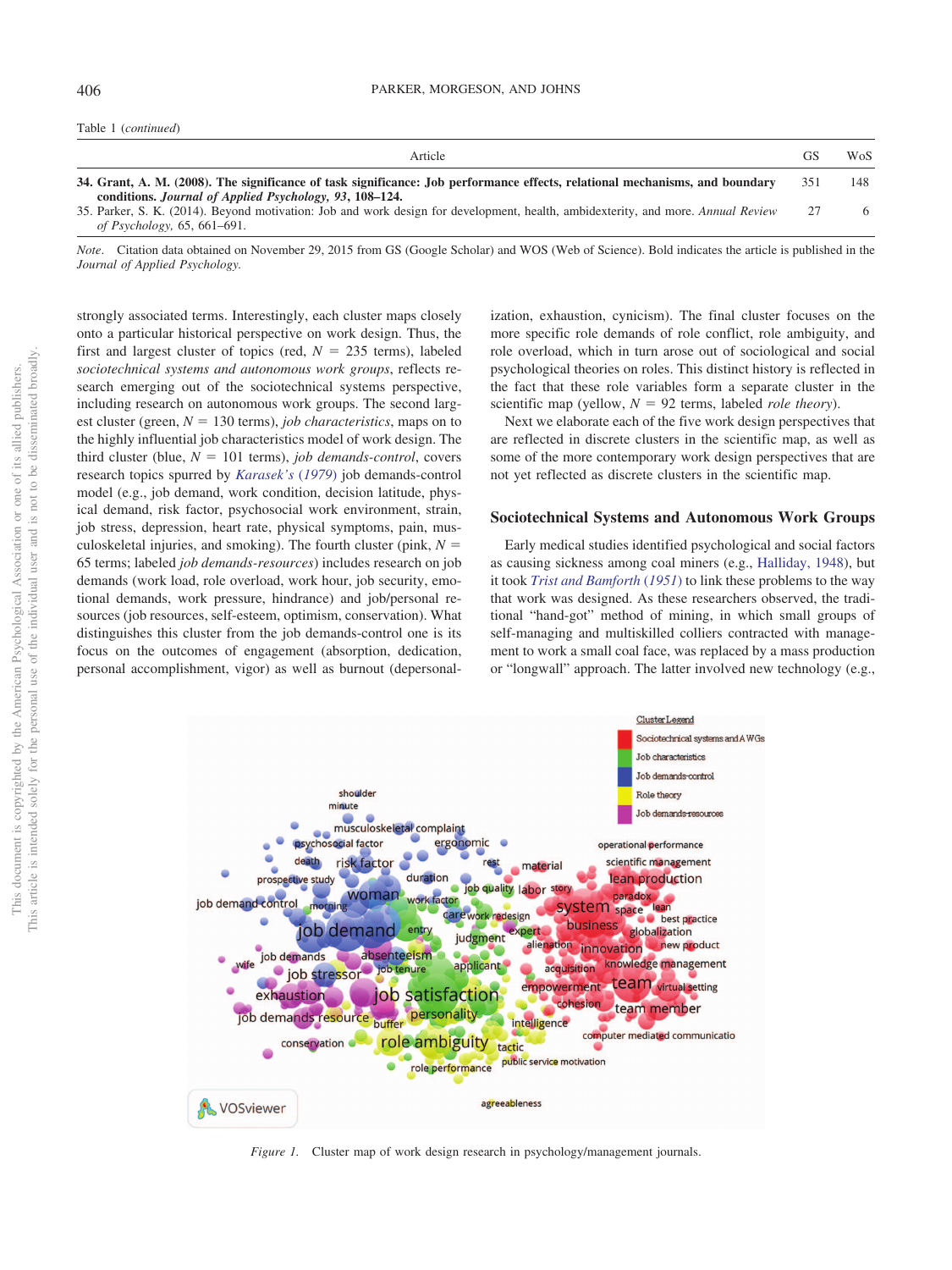Table 1 (*continued*)

| Article | GS | WoS |
|---|---|---|
| **34. Grant, A. M. (2008). The significance of task significance: Job performance effects, relational mechanisms, and boundary conditions. *Journal of Applied Psychology, 93*, 108–124.** | 351 | 148 |
| 35. Parker, S. K. (2014). Beyond motivation: Job and work design for development, health, ambidexterity, and more. *Annual Review of Psychology,* 65, 661–691. | 27 | 6 |

*Note*. Citation data obtained on November 29, 2015 from GS (Google Scholar) and WOS (Web of Science). Bold indicates the article is published in the *Journal of Applied Psychology.*

strongly associated terms. Interestingly, each cluster maps closely onto a particular historical perspective on work design. Thus, the first and largest cluster of topics (red, $N = 235$ terms), labeled *sociotechnical systems and autonomous work groups*, reflects research emerging out of the sociotechnical systems perspective, including research on autonomous work groups. The second largest cluster (green, $N = 130$ terms), *job characteristics*, maps on to the highly influential job characteristics model of work design. The third cluster (blue, $N = 101$ terms), *job demands-control*, covers research topics spurred by *Karasek's (1979)* job demands-control model (e.g., job demand, work condition, decision latitude, physical demand, risk factor, psychosocial work environment, strain, job stress, depression, heart rate, physical symptoms, musculoskeletal injuries, and smoking). The fourth cluster (pink, $N = 65$ terms; labeled *job demands-resources*) includes research on job demands (work load, role overload, work hour, job security, emotional demands, work pressure, hindrance) and job/personal resources (job resources, self-esteem, optimism, conservation). What distinguishes this cluster from the job demands-control one is its focus on the outcomes of engagement (absorption, dedication, personal accomplishment, vigor) as well as burnout (depersonalization, exhaustion, cynicism). The final cluster focuses on the more specific role demands of role conflict, role ambiguity, and role overload, which in turn arose out of sociological and social psychological theories on roles. This distinct history is reflected in the fact that these role variables form a separate cluster in the scientific map (yellow, $N = 92$ terms, labeled *role theory*).

Next we elaborate each of the five work design perspectives that are reflected in discrete clusters in the scientific map, as well as some of the more contemporary work design perspectives that are not yet reflected as discrete clusters in the scientific map.

## Sociotechnical Systems and Autonomous Work Groups

Early medical studies identified psychological and social factors as causing sickness among coal miners (e.g., Halliday, 1948), but it took *Trist and Bamforth (1951)* to link these problems to the way that work was designed. As these researchers observed, the traditional "hand-got" method of mining, in which small groups of self-managing and multiskilled colliers contracted with management to work a small coal face, was replaced by a mass production or "longwall" approach. The latter involved new technology (e.g.,

*Figure 1.* Cluster map of work design research in psychology/management journals.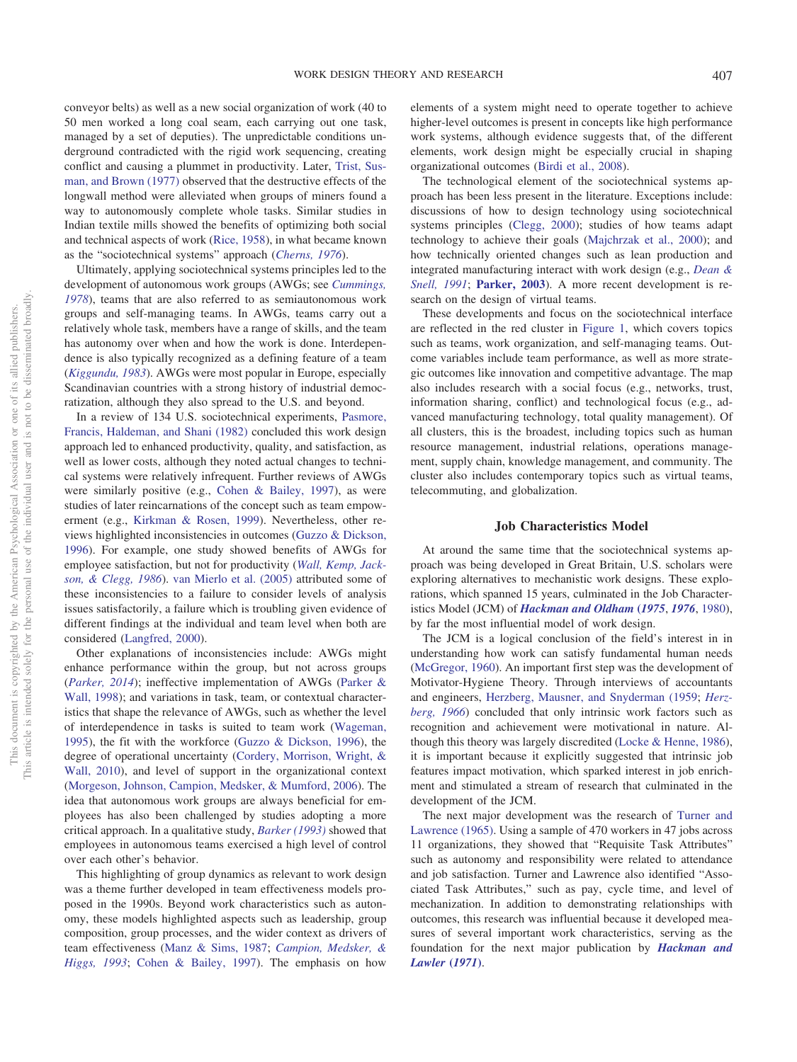conveyor belts) as well as a new social organization of work (40 to 50 men worked a long coal seam, each carrying out one task, managed by a set of deputies). The unpredictable conditions underground contradicted with the rigid work sequencing, creating conflict and causing a plummet in productivity. Later, Trist, Susman, and Brown (1977) observed that the destructive effects of the longwall method were alleviated when groups of miners found a way to autonomously complete whole tasks. Similar studies in Indian textile mills showed the benefits of optimizing both social and technical aspects of work (Rice, 1958), in what became known as the "sociotechnical systems" approach (*Cherns, 1976*).

Ultimately, applying sociotechnical systems principles led to the development of autonomous work groups (AWGs; see *Cummings, 1978*), teams that are also referred to as semiautonomous work groups and self-managing teams. In AWGs, teams carry out a relatively whole task, members have a range of skills, and the team has autonomy over when and how the work is done. Interdependence is also typically recognized as a defining feature of a team (*Kiggundu, 1983*). AWGs were most popular in Europe, especially Scandinavian countries with a strong history of industrial democratization, although they also spread to the U.S. and beyond.

In a review of 134 U.S. sociotechnical experiments, Pasmore, Francis, Haldeman, and Shani (1982) concluded this work design approach led to enhanced productivity, quality, and satisfaction, as well as lower costs, although they noted actual changes to technical systems were relatively infrequent. Further reviews of AWGs were similarly positive (e.g., Cohen & Bailey, 1997), as were studies of later reincarnations of the concept such as team empowerment (e.g., Kirkman & Rosen, 1999). Nevertheless, other reviews highlighted inconsistencies in outcomes (Guzzo & Dickson, 1996). For example, one study showed benefits of AWGs for employee satisfaction, but not for productivity (*Wall, Kemp, Jackson, & Clegg, 1986*). van Mierlo et al. (2005) attributed some of these inconsistencies to a failure to consider levels of analysis issues satisfactorily, a failure which is troubling given evidence of different findings at the individual and team level when both are considered (Langfred, 2000).

Other explanations of inconsistencies include: AWGs might enhance performance within the group, but not across groups (*Parker, 2014*); ineffective implementation of AWGs (Parker & Wall, 1998); and variations in task, team, or contextual characteristics that shape the relevance of AWGs, such as whether the level of interdependence in tasks is suited to team work (Wageman, 1995), the fit with the workforce (Guzzo & Dickson, 1996), the degree of operational uncertainty (Cordery, Morrison, Wright, & Wall, 2010), and level of support in the organizational context (Morgeson, Johnson, Campion, Medsker, & Mumford, 2006). The idea that autonomous work groups are always beneficial for employees has also been challenged by studies adopting a more critical approach. In a qualitative study, *Barker (1993)* showed that employees in autonomous teams exercised a high level of control over each other's behavior.

This highlighting of group dynamics as relevant to work design was a theme further developed in team effectiveness models proposed in the 1990s. Beyond work characteristics such as autonomy, these models highlighted aspects such as leadership, group composition, group processes, and the wider context as drivers of team effectiveness (Manz & Sims, 1987; *Campion, Medsker, & Higgs, 1993*; Cohen & Bailey, 1997). The emphasis on how elements of a system might need to operate together to achieve higher-level outcomes is present in concepts like high performance work systems, although evidence suggests that, of the different elements, work design might be especially crucial in shaping organizational outcomes (Birdi et al., 2008).

The technological element of the sociotechnical systems approach has been less present in the literature. Exceptions include: discussions of how to design technology using sociotechnical systems principles (Clegg, 2000); studies of how teams adapt technology to achieve their goals (Majchrzak et al., 2000); and how technically oriented changes such as lean production and integrated manufacturing interact with work design (e.g., *Dean & Snell, 1991*; **Parker, 2003**). A more recent development is research on the design of virtual teams.

These developments and focus on the sociotechnical interface are reflected in the red cluster in Figure 1, which covers topics such as teams, work organization, and self-managing teams. Outcome variables include team performance, as well as more strategic outcomes like innovation and competitive advantage. The map also includes research with a social focus (e.g., networks, trust, information sharing, conflict) and technological focus (e.g., advanced manufacturing technology, total quality management). Of all clusters, this is the broadest, including topics such as human resource management, industrial relations, operations management, supply chain, knowledge management, and community. The cluster also includes contemporary topics such as virtual teams, telecommuting, and globalization.

## Job Characteristics Model

At around the same time that the sociotechnical systems approach was being developed in Great Britain, U.S. scholars were exploring alternatives to mechanistic work designs. These explorations, which spanned 15 years, culminated in the Job Characteristics Model (JCM) of ***Hackman and Oldham* (*1975*, *1976*, 1980)**, by far the most influential model of work design.

The JCM is a logical conclusion of the field's interest in in understanding how work can satisfy fundamental human needs (McGregor, 1960). An important first step was the development of Motivator-Hygiene Theory. Through interviews of accountants and engineers, Herzberg, Mausner, and Snyderman (1959; *Herzberg, 1966*) concluded that only intrinsic work factors such as recognition and achievement were motivational in nature. Although this theory was largely discredited (Locke & Henne, 1986), it is important because it explicitly suggested that intrinsic job features impact motivation, which sparked interest in job enrichment and stimulated a stream of research that culminated in the development of the JCM.

The next major development was the research of Turner and Lawrence (1965). Using a sample of 470 workers in 47 jobs across 11 organizations, they showed that "Requisite Task Attributes" such as autonomy and responsibility were related to attendance and job satisfaction. Turner and Lawrence also identified "Associated Task Attributes," such as pay, cycle time, and level of mechanization. In addition to demonstrating relationships with outcomes, this research was influential because it developed measures of several important work characteristics, serving as the foundation for the next major publication by ***Hackman and Lawler* (*1971*)**.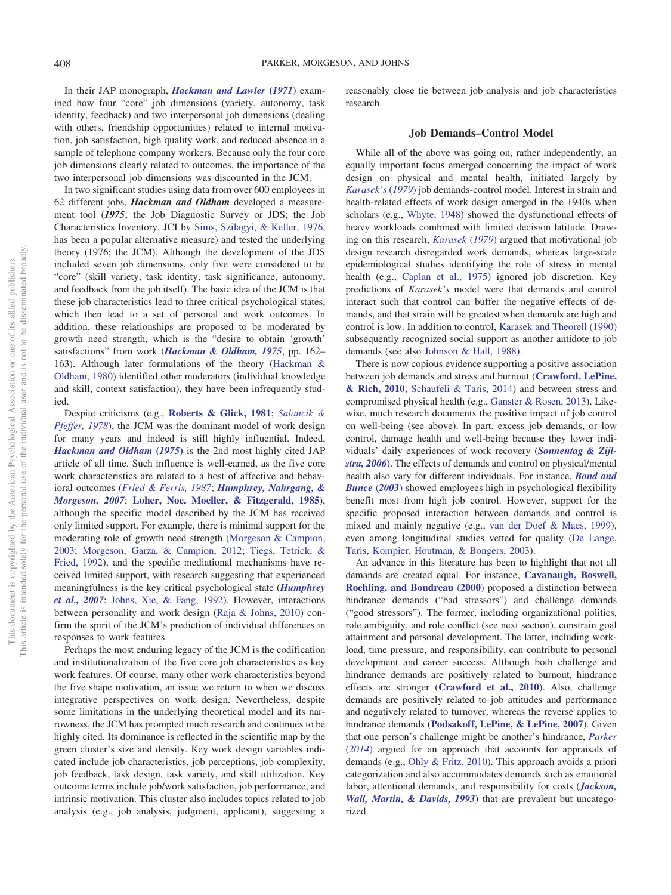In their JAP monograph, ***Hackman and Lawler* (*1971*)** examined how four "core" job dimensions (variety, autonomy, task identity, feedback) and two interpersonal job dimensions (dealing with others, friendship opportunities) related to internal motivation, job satisfaction, high quality work, and reduced absence in a sample of telephone company workers. Because only the four core job dimensions clearly related to outcomes, the importance of the two interpersonal job dimensions was discounted in the JCM.

In two significant studies using data from over 600 employees in 62 different jobs, ***Hackman and Oldham*** developed a measurement tool (***1975***; the Job Diagnostic Survey or JDS; the Job Characteristics Inventory, JCI by Sims, Szilagyi, & Keller, 1976, has been a popular alternative measure) and tested the underlying theory (1976; the JCM). Although the development of the JDS included seven job dimensions, only five were considered to be "core" (skill variety, task identity, task significance, autonomy, and feedback from the job itself). The basic idea of the JCM is that these job characteristics lead to three critical psychological states, which then lead to a set of personal and work outcomes. In addition, these relationships are proposed to be moderated by growth need strength, which is the "desire to obtain 'growth' satisfactions" from work (***Hackman & Oldham, 1975***, pp. 162–163). Although later formulations of the theory (Hackman & Oldham, 1980) identified other moderators (individual knowledge and skill, context satisfaction), they have been infrequently studied.

Despite criticisms (e.g., **Roberts & Glick, 1981**; *Salancik & Pfeffer, 1978*), the JCM was the dominant model of work design for many years and indeed is still highly influential. Indeed, ***Hackman and Oldham* (*1975*)** is the 2nd most highly cited JAP article of all time. Such influence is well-earned, as the five core work characteristics are related to a host of affective and behavioral outcomes (*Fried & Ferris, 1987*; ***Humphrey, Nahrgang, & Morgeson, 2007***; **Loher, Noe, Moeller, & Fitzgerald, 1985**), although the specific model described by the JCM has received only limited support. For example, there is minimal support for the moderating role of growth need strength (Morgeson & Campion, 2003; Morgeson, Garza, & Campion, 2012; Tiegs, Tetrick, & Fried, 1992), and the specific mediational mechanisms have received limited support, with research suggesting that experienced meaningfulness is the key critical psychological state (***Humphrey et al., 2007***; Johns, Xie, & Fang, 1992). However, interactions between personality and work design (Raja & Johns, 2010) confirm the spirit of the JCM's prediction of individual differences in responses to work features.

Perhaps the most enduring legacy of the JCM is the codification and institutionalization of the five core job characteristics as key work features. Of course, many other work characteristics beyond the five shape motivation, an issue we return to when we discuss integrative perspectives on work design. Nevertheless, despite some limitations in the underlying theoretical model and its narrowness, the JCM has prompted much research and continues to be highly cited. Its dominance is reflected in the scientific map by the green cluster's size and density. Key work design variables indicated include job characteristics, job perceptions, job complexity, job feedback, task design, task variety, and skill utilization. Key outcome terms include job/work satisfaction, job performance, and intrinsic motivation. This cluster also includes topics related to job analysis (e.g., job analysis, judgment, applicant), suggesting a reasonably close tie between job analysis and job characteristics research.

## Job Demands–Control Model

While all of the above was going on, rather independently, an equally important focus emerged concerning the impact of work design on physical and mental health, initiated largely by *Karasek's* (*1979*) job demands-control model. Interest in strain and health-related effects of work design emerged in the 1940s when scholars (e.g., Whyte, 1948) showed the dysfunctional effects of heavy workloads combined with limited decision latitude. Drawing on this research, *Karasek* (*1979*) argued that motivational job design research disregarded work demands, whereas large-scale epidemiological studies identifying the role of stress in mental health (e.g., Caplan et al., 1975) ignored job discretion. Key predictions of *Karasek's* model were that demands and control interact such that control can buffer the negative effects of demands, and that strain will be greatest when demands are high and control is low. In addition to control, Karasek and Theorell (1990) subsequently recognized social support as another antidote to job demands (see also Johnson & Hall, 1988).

There is now copious evidence supporting a positive association between job demands and stress and burnout (**Crawford, LePine, & Rich, 2010**; Schaufeli & Taris, 2014) and between stress and compromised physical health (e.g., Ganster & Rosen, 2013). Likewise, much research documents the positive impact of job control on well-being (see above). In part, excess job demands, or low control, damage health and well-being because they lower individuals' daily experiences of work recovery (***Sonnentag & Zijlstra, 2006***). The effects of demands and control on physical/mental health also vary for different individuals. For instance, ***Bond and Bunce* (*2003*)** showed employees high in psychological flexibility benefit most from high job control. However, support for the specific proposed interaction between demands and control is mixed and mainly negative (e.g., van der Doef & Maes, 1999), even among longitudinal studies vetted for quality (De Lange, Taris, Kompier, Houtman, & Bongers, 2003).

An advance in this literature has been to highlight that not all demands are created equal. For instance, **Cavanaugh, Boswell, Roehling, and Boudreau (2000)** proposed a distinction between hindrance demands ("bad stressors") and challenge demands ("good stressors"). The former, including organizational politics, role ambiguity, and role conflict (see next section), constrain goal attainment and personal development. The latter, including workload, time pressure, and responsibility, can contribute to personal development and career success. Although both challenge and hindrance demands are positively related to burnout, hindrance effects are stronger (**Crawford et al., 2010**). Also, challenge demands are positively related to job attitudes and performance and negatively related to turnover, whereas the reverse applies to hindrance demands (**Podsakoff, LePine, & LePine, 2007**). Given that one person's challenge might be another's hindrance, *Parker* (*2014*) argued for an approach that accounts for appraisals of demands (e.g., Ohly & Fritz, 2010). This approach avoids a priori categorization and also accommodates demands such as emotional labor, attentional demands, and responsibility for costs (***Jackson, Wall, Martin, & Davids, 1993***) that are prevalent but uncategorized.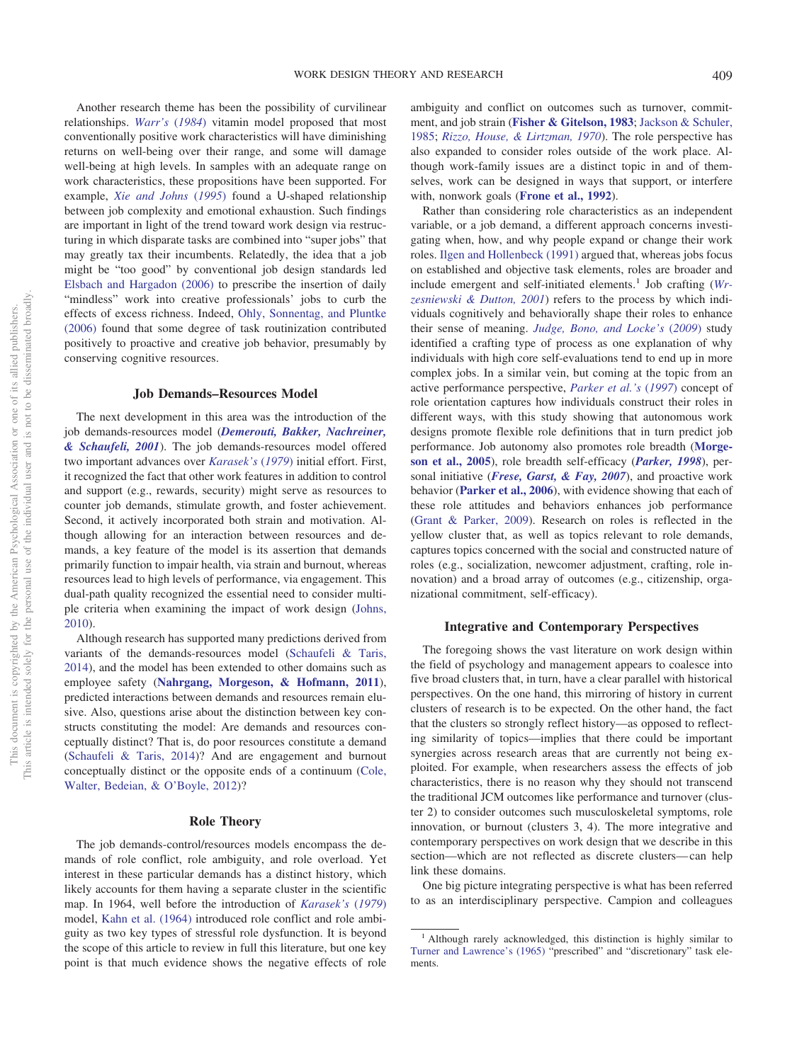Another research theme has been the possibility of curvilinear relationships. *Warr's* (*1984*) vitamin model proposed that most conventionally positive work characteristics will have diminishing returns on well-being over their range, and some will damage well-being at high levels. In samples with an adequate range on work characteristics, these propositions have been supported. For example, *Xie and Johns* (*1995*) found a U-shaped relationship between job complexity and emotional exhaustion. Such findings are important in light of the trend toward work design via restructuring in which disparate tasks are combined into "super jobs" that may greatly tax their incumbents. Relatedly, the idea that a job might be "too good" by conventional job design standards led Elsbach and Hargadon (2006) to prescribe the insertion of daily "mindless" work into creative professionals' jobs to curb the effects of excess richness. Indeed, Ohly, Sonnentag, and Pluntke (2006) found that some degree of task routinization contributed positively to proactive and creative job behavior, presumably by conserving cognitive resources.

### Job Demands–Resources Model

The next development in this area was the introduction of the job demands-resources model (***Demerouti, Bakker, Nachreiner, & Schaufeli, 2001***). The job demands-resources model offered two important advances over *Karasek's* (*1979*) initial effort. First, it recognized the fact that other work features in addition to control and support (e.g., rewards, security) might serve as resources to counter job demands, stimulate growth, and foster achievement. Second, it actively incorporated both strain and motivation. Although allowing for an interaction between resources and demands, a key feature of the model is its assertion that demands primarily function to impair health, via strain and burnout, whereas resources lead to high levels of performance, via engagement. This dual-path quality recognized the essential need to consider multiple criteria when examining the impact of work design (Johns, 2010).

Although research has supported many predictions derived from variants of the demands-resources model (Schaufeli & Taris, 2014), and the model has been extended to other domains such as employee safety (**Nahrgang, Morgeson, & Hofmann, 2011**), predicted interactions between demands and resources remain elusive. Also, questions arise about the distinction between key constructs constituting the model: Are demands and resources conceptually distinct? That is, do poor resources constitute a demand (Schaufeli & Taris, 2014)? And are engagement and burnout conceptually distinct or the opposite ends of a continuum (Cole, Walter, Bedeian, & O'Boyle, 2012)?

### Role Theory

The job demands-control/resources models encompass the demands of role conflict, role ambiguity, and role overload. Yet interest in these particular demands has a distinct history, which likely accounts for them having a separate cluster in the scientific map. In 1964, well before the introduction of *Karasek's* (*1979*) model, Kahn et al. (1964) introduced role conflict and role ambiguity as two key types of stressful role dysfunction. It is beyond the scope of this article to review in full this literature, but one key point is that much evidence shows the negative effects of role ambiguity and conflict on outcomes such as turnover, commitment, and job strain (**Fisher & Gitelson, 1983**; Jackson & Schuler, 1985; *Rizzo, House, & Lirtzman, 1970*). The role perspective has also expanded to consider roles outside of the work place. Although work-family issues are a distinct topic in and of themselves, work can be designed in ways that support, or interfere with, nonwork goals (**Frone et al., 1992**).

Rather than considering role characteristics as an independent variable, or a job demand, a different approach concerns investigating when, how, and why people expand or change their work roles. Ilgen and Hollenbeck (1991) argued that, whereas jobs focus on established and objective task elements, roles are broader and include emergent and self-initiated elements.[1] Job crafting (*Wrzesniewski & Dutton, 2001*) refers to the process by which individuals cognitively and behaviorally shape their roles to enhance their sense of meaning. *Judge, Bono, and Locke's* (*2009*) study identified a crafting type of process as one explanation of why individuals with high core self-evaluations tend to end up in more complex jobs. In a similar vein, but coming at the topic from an active performance perspective, *Parker et al.'s* (*1997*) concept of role orientation captures how individuals construct their roles in different ways, with this study showing that autonomous work designs promote flexible role definitions that in turn predict job performance. Job autonomy also promotes role breadth (**Morgeson et al., 2005**), role breadth self-efficacy (***Parker, 1998***), personal initiative (***Frese, Garst, & Fay, 2007***), and proactive work behavior (**Parker et al., 2006**), with evidence showing that each of these role attitudes and behaviors enhances job performance (Grant & Parker, 2009). Research on roles is reflected in the yellow cluster that, as well as topics relevant to role demands, captures topics concerned with the social and constructed nature of roles (e.g., socialization, newcomer adjustment, crafting, role innovation) and a broad array of outcomes (e.g., citizenship, organizational commitment, self-efficacy).

## Integrative and Contemporary Perspectives

The foregoing shows the vast literature on work design within the field of psychology and management appears to coalesce into five broad clusters that, in turn, have a clear parallel with historical perspectives. On the one hand, this mirroring of history in current clusters of research is to be expected. On the other hand, the fact that the clusters so strongly reflect history—as opposed to reflecting similarity of topics—implies that there could be important synergies across research areas that are currently not being exploited. For example, when researchers assess the effects of job characteristics, there is no reason why they should not transcend the traditional JCM outcomes like performance and turnover (cluster 2) to consider outcomes such musculoskeletal symptoms, role innovation, or burnout (clusters 3, 4). The more integrative and contemporary perspectives on work design that we describe in this section—which are not reflected as discrete clusters—can help link these domains.

One big picture integrating perspective is what has been referred to as an interdisciplinary perspective. Campion and colleagues

[1] Although rarely acknowledged, this distinction is highly similar to Turner and Lawrence's (1965) "prescribed" and "discretionary" task elements.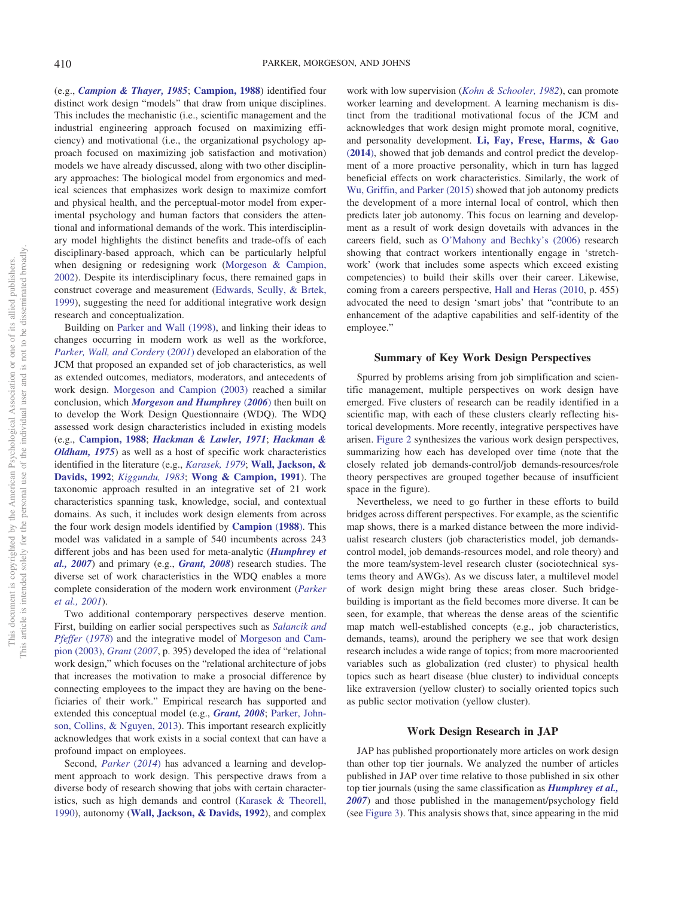(e.g., *Campion & Thayer, 1985*; **Campion, 1988**) identified four distinct work design "models" that draw from unique disciplines. This includes the mechanistic (i.e., scientific management and the industrial engineering approach focused on maximizing efficiency) and motivational (i.e., the organizational psychology approach focused on maximizing job satisfaction and motivation) models we have already discussed, along with two other disciplinary approaches: The biological model from ergonomics and medical sciences that emphasizes work design to maximize comfort and physical health, and the perceptual-motor model from experimental psychology and human factors that considers the attentional and informational demands of the work. This interdisciplinary model highlights the distinct benefits and trade-offs of each disciplinary-based approach, which can be particularly helpful when designing or redesigning work (Morgeson & Campion, 2002). Despite its interdisciplinary focus, there remained gaps in construct coverage and measurement (Edwards, Scully, & Brtek, 1999), suggesting the need for additional integrative work design research and conceptualization.

Building on Parker and Wall (1998), and linking their ideas to changes occurring in modern work as well as the workforce, *Parker, Wall, and Cordery* (*2001*) developed an elaboration of the JCM that proposed an expanded set of job characteristics, as well as extended outcomes, mediators, moderators, and antecedents of work design. Morgeson and Campion (2003) reached a similar conclusion, which ***Morgeson and Humphrey*** (***2006***) then built on to develop the Work Design Questionnaire (WDQ). The WDQ assessed work design characteristics included in existing models (e.g., **Campion, 1988**; ***Hackman & Lawler, 1971***; ***Hackman & Oldham, 1975***) as well as a host of specific work characteristics identified in the literature (e.g., *Karasek, 1979*; **Wall, Jackson, & Davids, 1992**; *Kiggundu, 1983*; **Wong & Campion, 1991**). The taxonomic approach resulted in an integrative set of 21 work characteristics spanning task, knowledge, social, and contextual domains. As such, it includes work design elements from across the four work design models identified by **Campion** (**1988**). This model was validated in a sample of 540 incumbents across 243 different jobs and has been used for meta-analytic (***Humphrey et al., 2007***) and primary (e.g., ***Grant, 2008***) research studies. The diverse set of work characteristics in the WDQ enables a more complete consideration of the modern work environment (*Parker et al., 2001*).

Two additional contemporary perspectives deserve mention. First, building on earlier social perspectives such as *Salancik and Pfeffer* (*1978*) and the integrative model of Morgeson and Campion (2003), *Grant* (*2007*, p. 395) developed the idea of "relational work design," which focuses on the "relational architecture of jobs that increases the motivation to make a prosocial difference by connecting employees to the impact they are having on the beneficiaries of their work." Empirical research has supported and extended this conceptual model (e.g., ***Grant, 2008***; Parker, Johnson, Collins, & Nguyen, 2013). This important research explicitly acknowledges that work exists in a social context that can have a profound impact on employees.

Second, *Parker* (*2014*) has advanced a learning and development approach to work design. This perspective draws from a diverse body of research showing that jobs with certain characteristics, such as high demands and control (Karasek & Theorell, 1990), autonomy (**Wall, Jackson, & Davids, 1992**), and complex work with low supervision (*Kohn & Schooler, 1982*), can promote worker learning and development. A learning mechanism is distinct from the traditional motivational focus of the JCM and acknowledges that work design might promote moral, cognitive, and personality development. **Li, Fay, Frese, Harms, & Gao** (**2014**), showed that job demands and control predict the development of a more proactive personality, which in turn has lagged beneficial effects on work characteristics. Similarly, the work of Wu, Griffin, and Parker (2015) showed that job autonomy predicts the development of a more internal local of control, which then predicts later job autonomy. This focus on learning and development as a result of work design dovetails with advances in the careers field, such as O'Mahony and Bechky's (2006) research showing that contract workers intentionally engage in 'stretch-work' (work that includes some aspects which exceed existing competencies) to build their skills over their career. Likewise, coming from a careers perspective, Hall and Heras (2010, p. 455) advocated the need to design 'smart jobs' that "contribute to an enhancement of the adaptive capabilities and self-identity of the employee."

## Summary of Key Work Design Perspectives

Spurred by problems arising from job simplification and scientific management, multiple perspectives on work design have emerged. Five clusters of research can be readily identified in a scientific map, with each of these clusters clearly reflecting historical developments. More recently, integrative perspectives have arisen. Figure 2 synthesizes the various work design perspectives, summarizing how each has developed over time (note that the closely related job demands-control/job demands-resources/role theory perspectives are grouped together because of insufficient space in the figure).

Nevertheless, we need to go further in these efforts to build bridges across different perspectives. For example, as the scientific map shows, there is a marked distance between the more individualist research clusters (job characteristics model, job demands-control model, job demands-resources model, and role theory) and the more team/system-level research cluster (sociotechnical systems theory and AWGs). As we discuss later, a multilevel model of work design might bring these areas closer. Such bridge-building is important as the field becomes more diverse. It can be seen, for example, that whereas the dense areas of the scientific map match well-established concepts (e.g., job characteristics, demands, teams), around the periphery we see that work design research includes a wide range of topics; from more macrooriented variables such as globalization (red cluster) to physical health topics such as heart disease (blue cluster) to individual concepts like extraversion (yellow cluster) to socially oriented topics such as public sector motivation (yellow cluster).

## Work Design Research in JAP

JAP has published proportionately more articles on work design than other top tier journals. We analyzed the number of articles published in JAP over time relative to those published in six other top tier journals (using the same classification as ***Humphrey et al., 2007***) and those published in the management/psychology field (see Figure 3). This analysis shows that, since appearing in the mid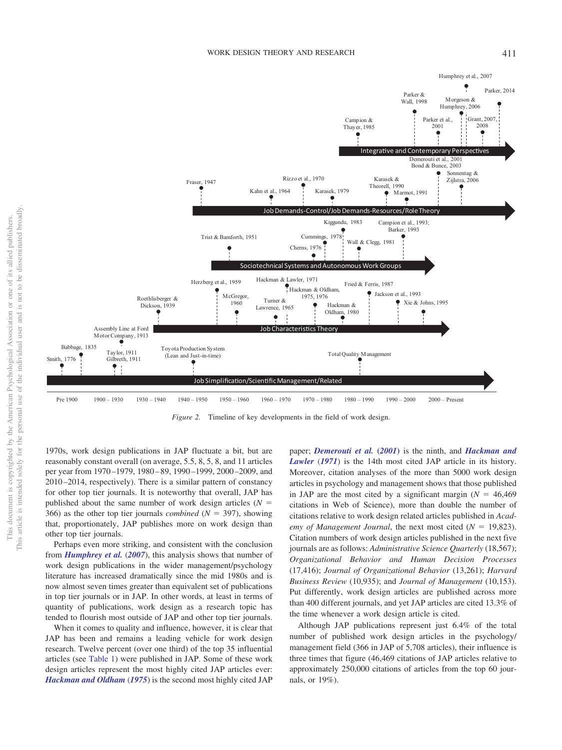*Figure 2.* Timeline of key developments in the field of work design.

1970s, work design publications in JAP fluctuate a bit, but are reasonably constant overall (on average, 5.5, 8, 5, 8, and 11 articles per year from 1970–1979, 1980–89, 1990–1999, 2000–2009, and 2010–2014, respectively). There is a similar pattern of constancy for other top tier journals. It is noteworthy that overall, JAP has published about the same number of work design articles ($N = 366$) as the other top tier journals *combined* ($N = 397$), showing that, proportionately, JAP publishes more on work design than other top tier journals.

Perhaps even more striking, and consistent with the conclusion from **Humphrey et al. (2007)**, this analysis shows that number of work design publications in the wider management/psychology literature has increased dramatically since the mid 1980s and is now almost seven times greater than equivalent set of publications in top tier journals or in JAP. In other words, at least in terms of quantity of publications, work design as a research topic has tended to flourish most outside of JAP and other top tier journals.

When it comes to quality and influence, however, it is clear that JAP has been and remains a leading vehicle for work design research. Twelve percent (over one third) of the top 35 influential articles (see Table 1) were published in JAP. Some of these work design articles represent the most highly cited JAP articles ever: **Hackman and Oldham (1975)** is the second most highly cited JAP paper; **Demerouti et al. (2001)** is the ninth, and **Hackman and Lawler (1971)** is the 14th most cited JAP article in its history. Moreover, citation analyses of the more than 5000 work design articles in psychology and management shows that those published in JAP are the most cited by a significant margin ($N = 46{,}469$ citations in Web of Science), more than double the number of citations relative to work design related articles published in *Academy of Management Journal*, the next most cited ($N = 19{,}823$). Citation numbers of work design articles published in the next five journals are as follows: *Administrative Science Quarterly* (18,567); *Organizational Behavior and Human Decision Processes* (17,416); *Journal of Organizational Behavior* (13,261); *Harvard Business Review* (10,935); and *Journal of Management* (10,153). Put differently, work design articles are published across more than 400 different journals, and yet JAP articles are cited 13.3% of the time whenever a work design article is cited.

Although JAP publications represent just 6.4% of the total number of published work design articles in the psychology/management field (366 in JAP of 5,708 articles), their influence is three times that figure (46,469 citations of JAP articles relative to approximately 250,000 citations of articles from the top 60 journals, or 19%).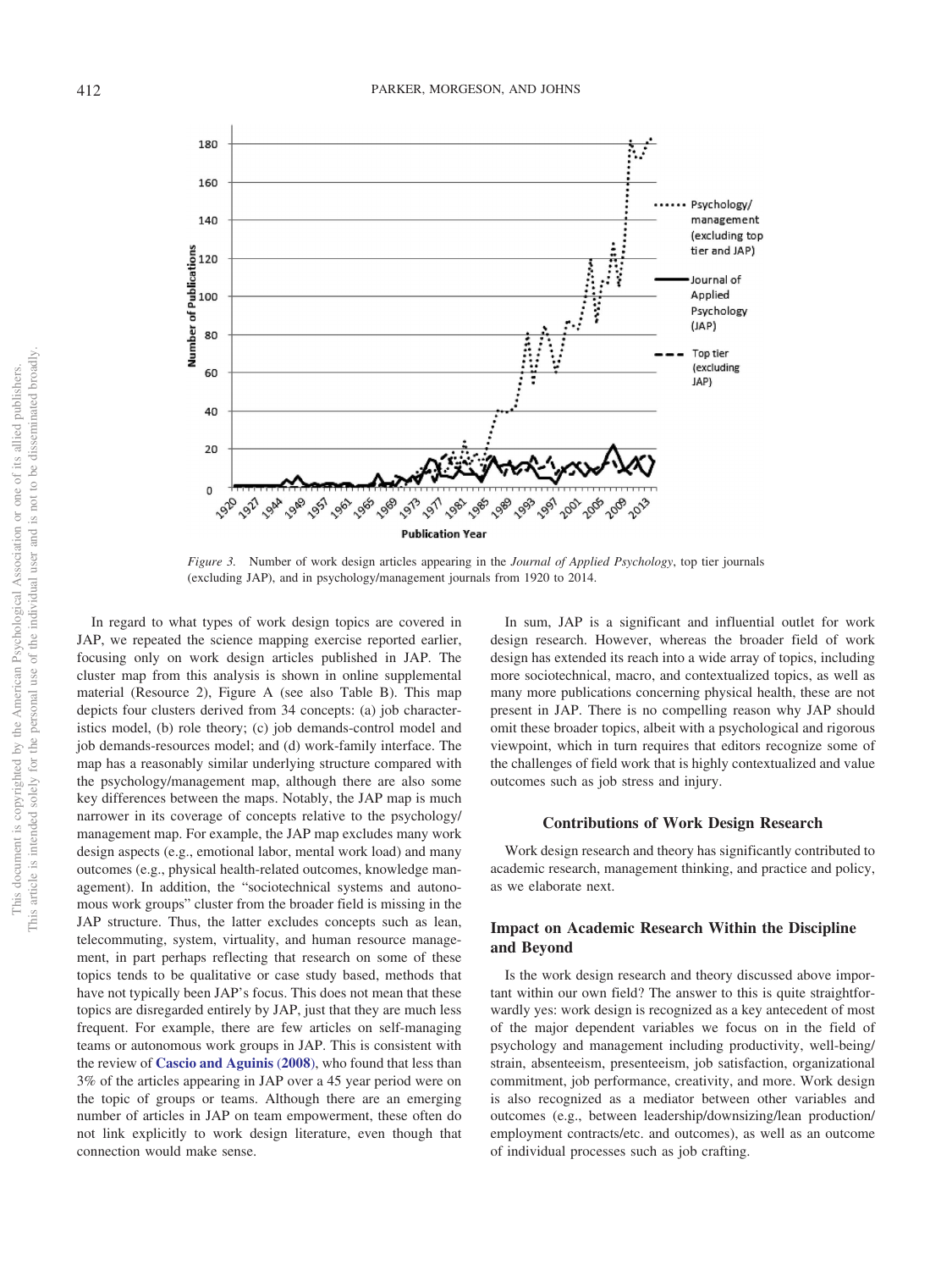180
160
140
120
100
80
60
40
20
0

Number of Publications

1920 1927 1944 1949 1957 1961 1965 1969 1973 1977 1981 1985 1989 1993 1997 2001 2005 2009 2013

Publication Year

Psychology/ management (excluding top tier and JAP)

Journal of Applied Psychology (JAP)

Top tier (excluding JAP)

*Figure 3.* Number of work design articles appearing in the *Journal of Applied Psychology*, top tier journals (excluding JAP), and in psychology/management journals from 1920 to 2014.

In regard to what types of work design topics are covered in JAP, we repeated the science mapping exercise reported earlier, focusing only on work design articles published in JAP. The cluster map from this analysis is shown in online supplemental material (Resource 2), Figure A (see also Table B). This map depicts four clusters derived from 34 concepts: (a) job characteristics model, (b) role theory; (c) job demands-control model and job demands-resources model; and (d) work-family interface. The map has a reasonably similar underlying structure compared with the psychology/management map, although there are also some key differences between the maps. Notably, the JAP map is much narrower in its coverage of concepts relative to the psychology/management map. For example, the JAP map excludes many work design aspects (e.g., emotional labor, mental work load) and many outcomes (e.g., physical health-related outcomes, knowledge management). In addition, the "sociotechnical systems and autonomous work groups" cluster from the broader field is missing in the JAP structure. Thus, the latter excludes concepts such as lean, telecommuting, system, virtuality, and human resource management, in part perhaps reflecting that research on some of these topics tends to be qualitative or case study based, methods that have not typically been JAP's focus. This does not mean that these topics are disregarded entirely by JAP, just that they are much less frequent. For example, there are few articles on self-managing teams or autonomous work groups in JAP. This is consistent with the review of **Cascio and Aguinis (2008)**, who found that less than 3% of the articles appearing in JAP over a 45 year period were on the topic of groups or teams. Although there are an emerging number of articles in JAP on team empowerment, these often do not link explicitly to work design literature, even though that connection would make sense.

In sum, JAP is a significant and influential outlet for work design research. However, whereas the broader field of work design has extended its reach into a wide array of topics, including more sociotechnical, macro, and contextualized topics, as well as many more publications concerning physical health, these are not present in JAP. There is no compelling reason why JAP should omit these broader topics, albeit with a psychological and rigorous viewpoint, which in turn requires that editors recognize some of the challenges of field work that is highly contextualized and value outcomes such as job stress and injury.

## Contributions of Work Design Research

Work design research and theory has significantly contributed to academic research, management thinking, and practice and policy, as we elaborate next.

### Impact on Academic Research Within the Discipline and Beyond

Is the work design research and theory discussed above important within our own field? The answer to this is quite straightforwardly yes: work design is recognized as a key antecedent of most of the major dependent variables we focus on in the field of psychology and management including productivity, well-being/strain, absenteeism, presenteeism, job satisfaction, organizational commitment, job performance, creativity, and more. Work design is also recognized as a mediator between other variables and outcomes (e.g., between leadership/downsizing/lean production/employment contracts/etc. and outcomes), as well as an outcome of individual processes such as job crafting.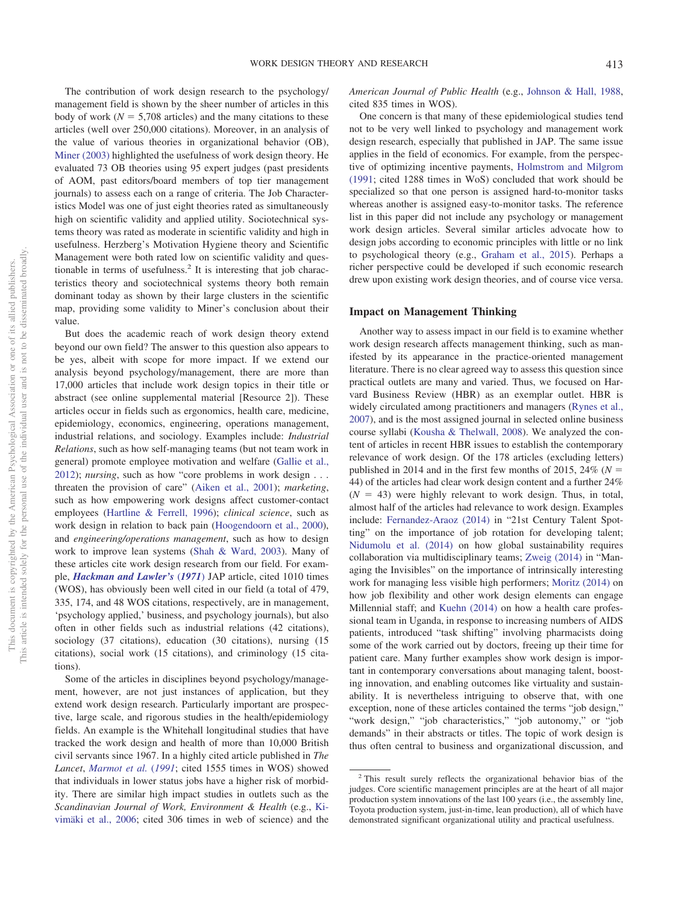The contribution of work design research to the psychology/management field is shown by the sheer number of articles in this body of work ($N = 5{,}708$ articles) and the many citations to these articles (well over 250,000 citations). Moreover, in an analysis of the value of various theories in organizational behavior (OB), Miner (2003) highlighted the usefulness of work design theory. He evaluated 73 OB theories using 95 expert judges (past presidents of AOM, past editors/board members of top tier management journals) to assess each on a range of criteria. The Job Characteristics Model was one of just eight theories rated as simultaneously high on scientific validity and applied utility. Sociotechnical systems theory was rated as moderate in scientific validity and high in usefulness. Herzberg's Motivation Hygiene theory and Scientific Management were both rated low on scientific validity and questionable in terms of usefulness.[2] It is interesting that job characteristics theory and sociotechnical systems theory both remain dominant today as shown by their large clusters in the scientific map, providing some validity to Miner's conclusion about their value.

But does the academic reach of work design theory extend beyond our own field? The answer to this question also appears to be yes, albeit with scope for more impact. If we extend our analysis beyond psychology/management, there are more than 17,000 articles that include work design topics in their title or abstract (see online supplemental material [Resource 2]). These articles occur in fields such as ergonomics, health care, medicine, epidemiology, economics, engineering, operations management, industrial relations, and sociology. Examples include: *Industrial Relations*, such as how self-managing teams (but not team work in general) promote employee motivation and welfare (Gallie et al., 2012); *nursing*, such as how "core problems in work design . . . threaten the provision of care" (Aiken et al., 2001); *marketing*, such as how empowering work designs affect customer-contact employees (Hartline & Ferrell, 1996); *clinical science*, such as work design in relation to back pain (Hoogendoorn et al., 2000), and *engineering/operations management*, such as how to design work to improve lean systems (Shah & Ward, 2003). Many of these articles cite work design research from our field. For example, ***Hackman and Lawler's*** (***1971***) JAP article, cited 1010 times (WOS), has obviously been well cited in our field (a total of 479, 335, 174, and 48 WOS citations, respectively, are in management, 'psychology applied,' business, and psychology journals), but also often in other fields such as industrial relations (42 citations), sociology (37 citations), education (30 citations), nursing (15 citations), social work (15 citations), and criminology (15 citations).

Some of the articles in disciplines beyond psychology/management, however, are not just instances of application, but they extend work design research. Particularly important are prospective, large scale, and rigorous studies in the health/epidemiology fields. An example is the Whitehall longitudinal studies that have tracked the work design and health of more than 10,000 British civil servants since 1967. In a highly cited article published in *The Lancet*, *Marmot et al.* (*1991*; cited 1555 times in WOS) showed that individuals in lower status jobs have a higher risk of morbidity. There are similar high impact studies in outlets such as the *Scandinavian Journal of Work, Environment & Health* (e.g., Kivimäki et al., 2006; cited 306 times in web of science) and the *American Journal of Public Health* (e.g., Johnson & Hall, 1988, cited 835 times in WOS).

One concern is that many of these epidemiological studies tend not to be very well linked to psychology and management work design research, especially that published in JAP. The same issue applies in the field of economics. For example, from the perspective of optimizing incentive payments, Holmstrom and Milgrom (1991; cited 1288 times in WoS) concluded that work should be specialized so that one person is assigned hard-to-monitor tasks whereas another is assigned easy-to-monitor tasks. The reference list in this paper did not include any psychology or management work design articles. Several similar articles advocate how to design jobs according to economic principles with little or no link to psychological theory (e.g., Graham et al., 2015). Perhaps a richer perspective could be developed if such economic research drew upon existing work design theories, and of course vice versa.

## Impact on Management Thinking

Another way to assess impact in our field is to examine whether work design research affects management thinking, such as manifested by its appearance in the practice-oriented management literature. There is no clear agreed way to assess this question since practical outlets are many and varied. Thus, we focused on Harvard Business Review (HBR) as an exemplar outlet. HBR is widely circulated among practitioners and managers (Rynes et al., 2007), and is the most assigned journal in selected online business course syllabi (Kousha & Thelwall, 2008). We analyzed the content of articles in recent HBR issues to establish the contemporary relevance of work design. Of the 178 articles (excluding letters) published in 2014 and in the first few months of 2015, 24% ($N = 44$) of the articles had clear work design content and a further 24% ($N = 43$) were highly relevant to work design. Thus, in total, almost half of the articles had relevance to work design. Examples include: Fernandez-Araoz (2014) in "21st Century Talent Spotting" on the importance of job rotation for developing talent; Nidumolu et al. (2014) on how global sustainability requires collaboration via multidisciplinary teams; Zweig (2014) in "Managing the Invisibles" on the importance of intrinsically interesting work for managing less visible high performers; Moritz (2014) on how job flexibility and other work design elements can engage Millennial staff; and Kuehn (2014) on how a health care professional team in Uganda, in response to increasing numbers of AIDS patients, introduced "task shifting" involving pharmacists doing some of the work carried out by doctors, freeing up their time for patient care. Many further examples show work design is important in contemporary conversations about managing talent, boosting innovation, and enabling outcomes like virtuality and sustainability. It is nevertheless intriguing to observe that, with one exception, none of these articles contained the terms "job design," "work design," "job characteristics," "job autonomy," or "job demands" in their abstracts or titles. The topic of work design is thus often central to business and organizational discussion, and

---

[2] This result surely reflects the organizational behavior bias of the judges. Core scientific management principles are at the heart of all major production system innovations of the last 100 years (i.e., the assembly line, Toyota production system, just-in-time, lean production), all of which have demonstrated significant organizational utility and practical usefulness.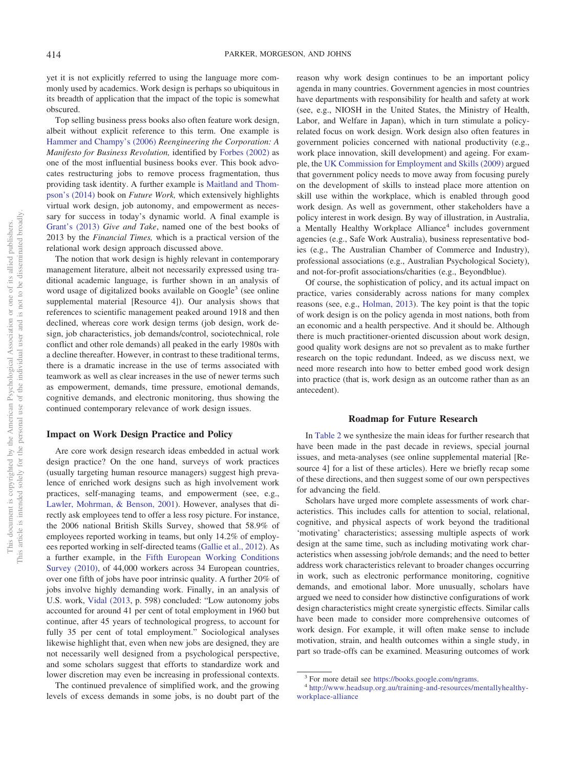yet it is not explicitly referred to using the language more commonly used by academics. Work design is perhaps so ubiquitous in its breadth of application that the impact of the topic is somewhat obscured.

Top selling business press books also often feature work design, albeit without explicit reference to this term. One example is Hammer and Champy's (2006) *Reengineering the Corporation: A Manifesto for Business Revolution,* identified by Forbes (2002) as one of the most influential business books ever. This book advocates restructuring jobs to remove process fragmentation, thus providing task identity. A further example is Maitland and Thompson's (2014) book on *Future Work,* which extensively highlights virtual work design, job autonomy, and empowerment as necessary for success in today's dynamic world. A final example is Grant's (2013) *Give and Take*, named one of the best books of 2013 by the *Financial Times,* which is a practical version of the relational work design approach discussed above.

The notion that work design is highly relevant in contemporary management literature, albeit not necessarily expressed using traditional academic language, is further shown in an analysis of word usage of digitalized books available on Google[3] (see online supplemental material [Resource 4]). Our analysis shows that references to scientific management peaked around 1918 and then declined, whereas core work design terms (job design, work design, job characteristics, job demands/control, sociotechnical, role conflict and other role demands) all peaked in the early 1980s with a decline thereafter. However, in contrast to these traditional terms, there is a dramatic increase in the use of terms associated with teamwork as well as clear increases in the use of newer terms such as empowerment, demands, time pressure, emotional demands, cognitive demands, and electronic monitoring, thus showing the continued contemporary relevance of work design issues.

## Impact on Work Design Practice and Policy

Are core work design research ideas embedded in actual work design practice? On the one hand, surveys of work practices (usually targeting human resource managers) suggest high prevalence of enriched work designs such as high involvement work practices, self-managing teams, and empowerment (see, e.g., Lawler, Mohrman, & Benson, 2001). However, analyses that directly ask employees tend to offer a less rosy picture. For instance, the 2006 national British Skills Survey, showed that 58.9% of employees reported working in teams, but only 14.2% of employees reported working in self-directed teams (Gallie et al., 2012). As a further example, in the Fifth European Working Conditions Survey (2010), of 44,000 workers across 34 European countries, over one fifth of jobs have poor intrinsic quality. A further 20% of jobs involve highly demanding work. Finally, in an analysis of U.S. work, Vidal (2013, p. 598) concluded: "Low autonomy jobs accounted for around 41 per cent of total employment in 1960 but continue, after 45 years of technological progress, to account for fully 35 per cent of total employment." Sociological analyses likewise highlight that, even when new jobs are designed, they are not necessarily well designed from a psychological perspective, and some scholars suggest that efforts to standardize work and lower discretion may even be increasing in professional contexts.

The continued prevalence of simplified work, and the growing levels of excess demands in some jobs, is no doubt part of the reason why work design continues to be an important policy agenda in many countries. Government agencies in most countries have departments with responsibility for health and safety at work (see, e.g., NIOSH in the United States, the Ministry of Health, Labor, and Welfare in Japan), which in turn stimulate a policy-related focus on work design. Work design also often features in government policies concerned with national productivity (e.g., work place innovation, skill development) and ageing. For example, the UK Commission for Employment and Skills (2009) argued that government policy needs to move away from focusing purely on the development of skills to instead place more attention on skill use within the workplace, which is enabled through good work design. As well as government, other stakeholders have a policy interest in work design. By way of illustration, in Australia, a Mentally Healthy Workplace Alliance[4] includes government agencies (e.g., Safe Work Australia), business representative bodies (e.g., The Australian Chamber of Commerce and Industry), professional associations (e.g., Australian Psychological Society), and not-for-profit associations/charities (e.g., Beyondblue).

Of course, the sophistication of policy, and its actual impact on practice, varies considerably across nations for many complex reasons (see, e.g., Holman, 2013). The key point is that the topic of work design is on the policy agenda in most nations, both from an economic and a health perspective. And it should be. Although there is much practitioner-oriented discussion about work design, good quality work designs are not so prevalent as to make further research on the topic redundant. Indeed, as we discuss next, we need more research into how to better embed good work design into practice (that is, work design as an outcome rather than as an antecedent).

## Roadmap for Future Research

In Table 2 we synthesize the main ideas for further research that have been made in the past decade in reviews, special journal issues, and meta-analyses (see online supplemental material [Resource 4] for a list of these articles). Here we briefly recap some of these directions, and then suggest some of our own perspectives for advancing the field.

Scholars have urged more complete assessments of work characteristics. This includes calls for attention to social, relational, cognitive, and physical aspects of work beyond the traditional 'motivating' characteristics; assessing multiple aspects of work design at the same time, such as including motivating work characteristics when assessing job/role demands; and the need to better address work characteristics relevant to broader changes occurring in work, such as electronic performance monitoring, cognitive demands, and emotional labor. More unusually, scholars have argued we need to consider how distinctive configurations of work design characteristics might create synergistic effects. Similar calls have been made to consider more comprehensive outcomes of work design. For example, it will often make sense to include motivation, strain, and health outcomes within a single study, in part so trade-offs can be examined. Measuring outcomes of work

[3] For more detail see https://books.google.com/ngrams.

[4] http://www.headsup.org.au/training-and-resources/mentallyhealthy-workplace-alliance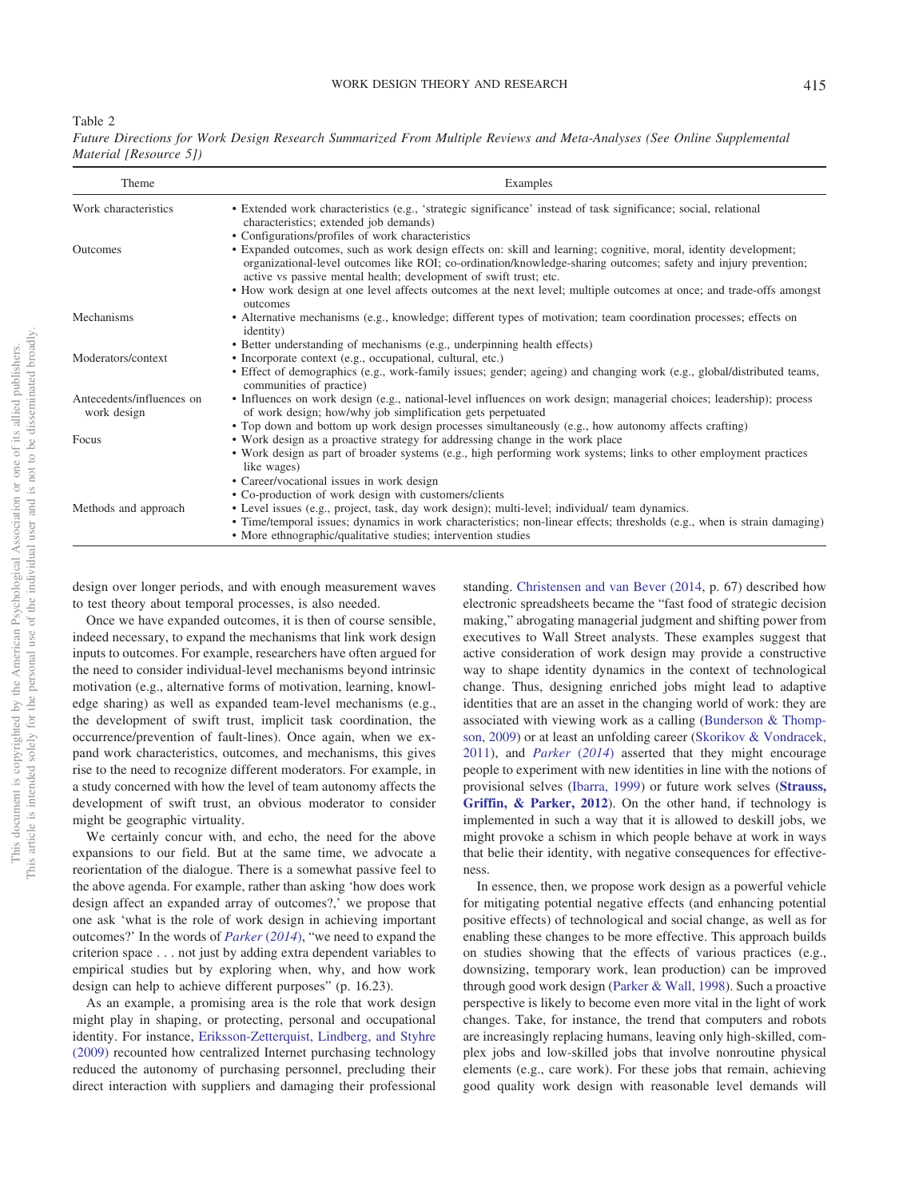Table 2
*Future Directions for Work Design Research Summarized From Multiple Reviews and Meta-Analyses (See Online Supplemental Material [Resource 5])*

| Theme | Examples |
|---|---|
| Work characteristics | • Extended work characteristics (e.g., 'strategic significance' instead of task significance; social, relational characteristics; extended job demands)<br>• Configurations/profiles of work characteristics |
| Outcomes | • Expanded outcomes, such as work design effects on: skill and learning; cognitive, moral, identity development; organizational-level outcomes like ROI; co-ordination/knowledge-sharing outcomes; safety and injury prevention; active vs passive mental health; development of swift trust; etc.<br>• How work design at one level affects outcomes at the next level; multiple outcomes at once; and trade-offs amongst outcomes |
| Mechanisms | • Alternative mechanisms (e.g., knowledge; different types of motivation; team coordination processes; effects on identity)<br>• Better understanding of mechanisms (e.g., underpinning health effects) |
| Moderators/context | • Incorporate context (e.g., occupational, cultural, etc.)<br>• Effect of demographics (e.g., work-family issues; gender; ageing) and changing work (e.g., global/distributed teams, communities of practice) |
| Antecedents/influences on work design | • Influences on work design (e.g., national-level influences on work design; managerial choices; leadership); process of work design; how/why job simplification gets perpetuated<br>• Top down and bottom up work design processes simultaneously (e.g., how autonomy affects crafting) |
| Focus | • Work design as a proactive strategy for addressing change in the work place<br>• Work design as part of broader systems (e.g., high performing work systems; links to other employment practices like wages)<br>• Career/vocational issues in work design<br>• Co-production of work design with customers/clients |
| Methods and approach | • Level issues (e.g., project, task, day work design); multi-level; individual/ team dynamics.<br>• Time/temporal issues; dynamics in work characteristics; non-linear effects; thresholds (e.g., when is strain damaging)<br>• More ethnographic/qualitative studies; intervention studies |

design over longer periods, and with enough measurement waves to test theory about temporal processes, is also needed.

Once we have expanded outcomes, it is then of course sensible, indeed necessary, to expand the mechanisms that link work design inputs to outcomes. For example, researchers have often argued for the need to consider individual-level mechanisms beyond intrinsic motivation (e.g., alternative forms of motivation, learning, knowledge sharing) as well as expanded team-level mechanisms (e.g., the development of swift trust, implicit task coordination, the occurrence/prevention of fault-lines). Once again, when we expand work characteristics, outcomes, and mechanisms, this gives rise to the need to recognize different moderators. For example, in a study concerned with how the level of team autonomy affects the development of swift trust, an obvious moderator to consider might be geographic virtuality.

We certainly concur with, and echo, the need for the above expansions to our field. But at the same time, we advocate a reorientation of the dialogue. There is a somewhat passive feel to the above agenda. For example, rather than asking 'how does work design affect an expanded array of outcomes?,' we propose that one ask 'what is the role of work design in achieving important outcomes?' In the words of *Parker* (*2014*), "we need to expand the criterion space . . . not just by adding extra dependent variables to empirical studies but by exploring when, why, and how work design can help to achieve different purposes" (p. 16.23).

As an example, a promising area is the role that work design might play in shaping, or protecting, personal and occupational identity. For instance, Eriksson-Zetterquist, Lindberg, and Styhre (2009) recounted how centralized Internet purchasing technology reduced the autonomy of purchasing personnel, precluding their direct interaction with suppliers and damaging their professional standing. Christensen and van Bever (2014, p. 67) described how electronic spreadsheets became the "fast food of strategic decision making," abrogating managerial judgment and shifting power from executives to Wall Street analysts. These examples suggest that active consideration of work design may provide a constructive way to shape identity dynamics in the context of technological change. Thus, designing enriched jobs might lead to adaptive identities that are an asset in the changing world of work: they are associated with viewing work as a calling (Bunderson & Thompson, 2009) or at least an unfolding career (Skorikov & Vondracek, 2011), and *Parker* (*2014*) asserted that they might encourage people to experiment with new identities in line with the notions of provisional selves (Ibarra, 1999) or future work selves (**Strauss, Griffin, & Parker, 2012**). On the other hand, if technology is implemented in such a way that it is allowed to deskill jobs, we might provoke a schism in which people behave at work in ways that belie their identity, with negative consequences for effectiveness.

In essence, then, we propose work design as a powerful vehicle for mitigating potential negative effects (and enhancing potential positive effects) of technological and social change, as well as for enabling these changes to be more effective. This approach builds on studies showing that the effects of various practices (e.g., downsizing, temporary work, lean production) can be improved through good work design (Parker & Wall, 1998). Such a proactive perspective is likely to become even more vital in the light of work changes. Take, for instance, the trend that computers and robots are increasingly replacing humans, leaving only high-skilled, complex jobs and low-skilled jobs that involve nonroutine physical elements (e.g., care work). For these jobs that remain, achieving good quality work design with reasonable level demands will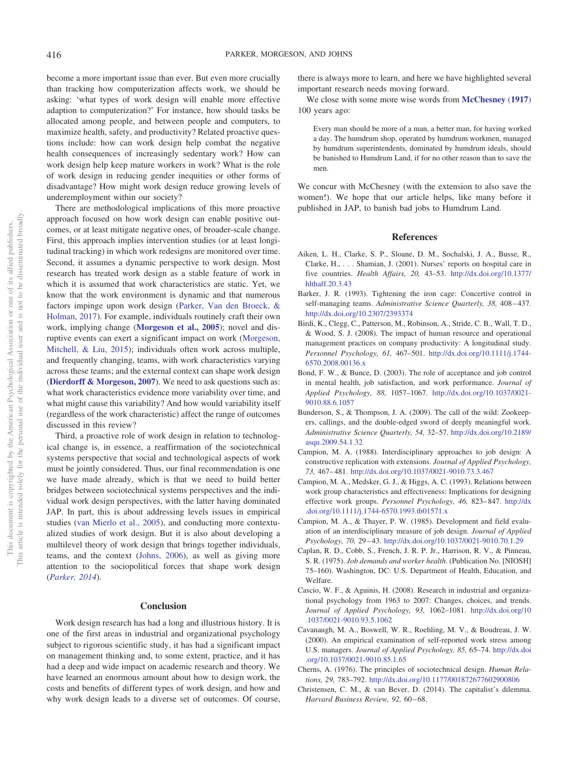become a more important issue than ever. But even more crucially than tracking how computerization affects work, we should be asking: 'what types of work design will enable more effective adaption to computerization?' For instance, how should tasks be allocated among people, and between people and computers, to maximize health, safety, and productivity? Related proactive questions include: how can work design help combat the negative health consequences of increasingly sedentary work? How can work design help keep mature workers in work? What is the role of work design in reducing gender inequities or other forms of disadvantage? How might work design reduce growing levels of underemployment within our society?

There are methodological implications of this more proactive approach focused on how work design can enable positive outcomes, or at least mitigate negative ones, of broader-scale change. First, this approach implies intervention studies (or at least longitudinal tracking) in which work redesigns are monitored over time. Second, it assumes a dynamic perspective to work design. Most research has treated work design as a stable feature of work in which it is assumed that work characteristics are static. Yet, we know that the work environment is dynamic and that numerous factors impinge upon work design (Parker, Van den Broeck, & Holman, 2017). For example, individuals routinely craft their own work, implying change (**Morgeson et al., 2005**); novel and disruptive events can exert a significant impact on work (Morgeson, Mitchell, & Liu, 2015); individuals often work across multiple, and frequently changing, teams, with work characteristics varying across these teams; and the external context can shape work design (**Dierdorff & Morgeson, 2007**). We need to ask questions such as: what work characteristics evidence more variability over time, and what might cause this variability? And how would variability itself (regardless of the work characteristic) affect the range of outcomes discussed in this review?

Third, a proactive role of work design in relation to technological change is, in essence, a reaffirmation of the sociotechnical systems perspective that social and technological aspects of work must be jointly considered. Thus, our final recommendation is one we have made already, which is that we need to build better bridges between sociotechnical systems perspectives and the individual work design perspectives, with the latter having dominated JAP. In part, this is about addressing levels issues in empirical studies (van Mierlo et al., 2005), and conducting more contextualized studies of work design. But it is also about developing a multilevel theory of work design that brings together individuals, teams, and the context (Johns, 2006), as well as giving more attention to the sociopolitical forces that shape work design (*Parker, 2014*).

## Conclusion

Work design research has had a long and illustrious history. It is one of the first areas in industrial and organizational psychology subject to rigorous scientific study, it has had a significant impact on management thinking and, to some extent, practice, and it has had a deep and wide impact on academic research and theory. We have learned an enormous amount about how to design work, the costs and benefits of different types of work design, and how and why work design leads to a diverse set of outcomes. Of course, there is always more to learn, and here we have highlighted several important research needs moving forward.

We close with some more wise words from **McChesney (1917)** 100 years ago:

> Every man should be more of a man, a better man, for having worked a day. The humdrum shop, operated by humdrum workmen, managed by humdrum superintendents, dominated by humdrum ideals, should be banished to Humdrum Land, if for no other reason than to save the men.

We concur with McChesney (with the extension to also save the women!). We hope that our article helps, like many before it published in JAP, to banish bad jobs to Humdrum Land.

## References

Aiken, L. H., Clarke, S. P., Sloane, D. M., Sochalski, J. A., Busse, R., Clarke, H., . . . Shamian, J. (2001). Nurses' reports on hospital care in five countries. *Health Affairs, 20,* 43–53. http://dx.doi.org/10.1377/hlthaff.20.3.43

Barker, J. R. (1993). Tightening the iron cage: Concertive control in self-managing teams. *Administrative Science Quarterly, 38,* 408–437. http://dx.doi.org/10.2307/2393374

Birdi, K., Clegg, C., Patterson, M., Robinson, A., Stride, C. B., Wall, T. D., & Wood, S. J. (2008). The impact of human resource and operational management practices on company productivity: A longitudinal study. *Personnel Psychology, 61,* 467–501. http://dx.doi.org/10.1111/j.1744-6570.2008.00136.x

Bond, F. W., & Bunce, D. (2003). The role of acceptance and job control in mental health, job satisfaction, and work performance. *Journal of Applied Psychology, 88,* 1057–1067. http://dx.doi.org/10.1037/0021-9010.88.6.1057

Bunderson, S., & Thompson, J. A. (2009). The call of the wild: Zookeepers, callings, and the double-edged sword of deeply meaningful work. *Administrative Science Quarterly, 54,* 32–57. http://dx.doi.org/10.2189/asqu.2009.54.1.32

Campion, M. A. (1988). Interdisciplinary approaches to job design: A constructive replication with extensions. *Journal of Applied Psychology, 73,* 467–481. http://dx.doi.org/10.1037/0021-9010.73.3.467

Campion, M. A., Medsker, G. J., & Higgs, A. C. (1993). Relations between work group characteristics and effectiveness: Implications for designing effective work groups. *Personnel Psychology, 46,* 823–847. http://dx.doi.org/10.1111/j.1744-6570.1993.tb01571.x

Campion, M. A., & Thayer, P. W. (1985). Development and field evaluation of an interdisciplinary measure of job design. *Journal of Applied Psychology, 70,* 29–43. http://dx.doi.org/10.1037/0021-9010.70.1.29

Caplan, R. D., Cobb, S., French, J. R. P. Jr., Harrison, R. V., & Pinneau, S. R. (1975). *Job demands and worker health*. (Publication No. [NIOSH] 75–160). Washington, DC: U.S. Department of Health, Education, and Welfare.

Cascio, W. F., & Aguinis, H. (2008). Research in industrial and organizational psychology from 1963 to 2007: Changes, choices, and trends. *Journal of Applied Psychology, 93,* 1062–1081. http://dx.doi.org/10.1037/0021-9010.93.5.1062

Cavanaugh, M. A., Boswell, W. R., Roehling, M. V., & Boudreau, J. W. (2000). An empirical examination of self-reported work stress among U.S. managers. *Journal of Applied Psychology, 85,* 65–74. http://dx.doi.org/10.1037/0021-9010.85.1.65

Cherns, A. (1976). The principles of sociotechnical design. *Human Relations, 29,* 783–792. http://dx.doi.org/10.1177/001872677602900806

Christensen, C. M., & van Bever, D. (2014). The capitalist's dilemma. *Harvard Business Review, 92,* 60–68.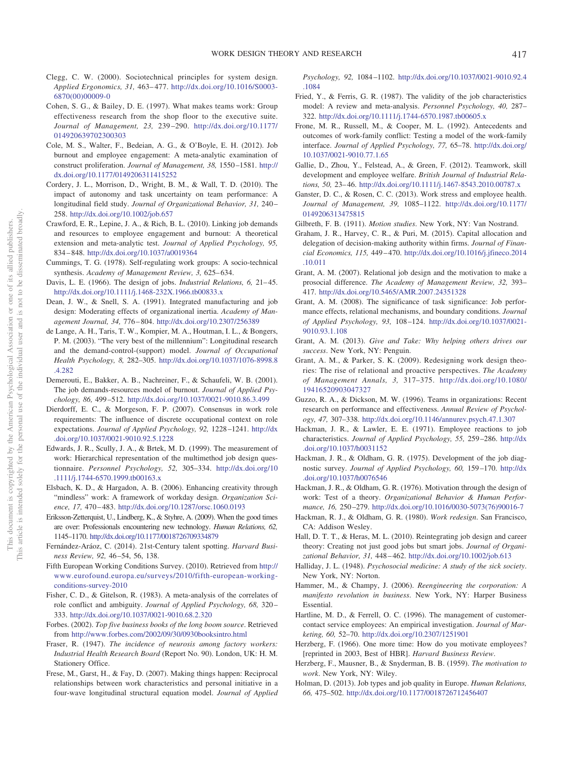Clegg, C. W. (2000). Sociotechnical principles for system design. *Applied Ergonomics, 31,* 463–477. http://dx.doi.org/10.1016/S0003-6870(00)00009-0

Cohen, S. G., & Bailey, D. E. (1997). What makes teams work: Group effectiveness research from the shop floor to the executive suite. *Journal of Management, 23,* 239–290. http://dx.doi.org/10.1177/014920639702300303

Cole, M. S., Walter, F., Bedeian, A. G., & O'Boyle, E. H. (2012). Job burnout and employee engagement: A meta-analytic examination of construct proliferation. *Journal of Management, 38,* 1550–1581. http://dx.doi.org/10.1177/0149206311415252

Cordery, J. L., Morrison, D., Wright, B. M., & Wall, T. D. (2010). The impact of autonomy and task uncertainty on team performance: A longitudinal field study. *Journal of Organizational Behavior, 31,* 240–258. http://dx.doi.org/10.1002/job.657

Crawford, E. R., Lepine, J. A., & Rich, B. L. (2010). Linking job demands and resources to employee engagement and burnout: A theoretical extension and meta-analytic test. *Journal of Applied Psychology, 95,* 834–848. http://dx.doi.org/10.1037/a0019364

Cummings, T. G. (1978). Self-regulating work groups: A socio-technical synthesis. *Academy of Management Review, 3,* 625–634.

Davis, L. E. (1966). The design of jobs. *Industrial Relations, 6,* 21–45. http://dx.doi.org/10.1111/j.1468-232X.1966.tb00833.x

Dean, J. W., & Snell, S. A. (1991). Integrated manufacturing and job design: Moderating effects of organizational inertia. *Academy of Management Journal, 34,* 776–804. http://dx.doi.org/10.2307/256389

de Lange, A. H., Taris, T. W., Kompier, M. A., Houtman, I. L., & Bongers, P. M. (2003). "The very best of the millennium": Longitudinal research and the demand-control-(support) model. *Journal of Occupational Health Psychology, 8,* 282–305. http://dx.doi.org/10.1037/1076-8998.8.4.282

Demerouti, E., Bakker, A. B., Nachreiner, F., & Schaufeli, W. B. (2001). The job demands-resources model of burnout. *Journal of Applied Psychology, 86,* 499–512. http://dx.doi.org/10.1037/0021-9010.86.3.499

Dierdorff, E. C., & Morgeson, F. P. (2007). Consensus in work role requirements: The influence of discrete occupational context on role expectations. *Journal of Applied Psychology, 92,* 1228–1241. http://dx.doi.org/10.1037/0021-9010.92.5.1228

Edwards, J. R., Scully, J. A., & Brtek, M. D. (1999). The measurement of work: Hierarchical representation of the multimethod job design questionnaire. *Personnel Psychology, 52,* 305–334. http://dx.doi.org/10.1111/j.1744-6570.1999.tb00163.x

Elsbach, K. D., & Hargadon, A. B. (2006). Enhancing creativity through "mindless" work: A framework of workday design. *Organization Science, 17,* 470–483. http://dx.doi.org/10.1287/orsc.1060.0193

Eriksson-Zetterquist, U., Lindberg, K., & Styhre, A. (2009). When the good times are over: Professionals encountering new technology. *Human Relations, 62,* 1145–1170. http://dx.doi.org/10.1177/0018726709334879

Fernández-Aráoz, C. (2014). 21st-Century talent spotting. *Harvard Business Review, 92,* 46–54, 56, 138.

Fifth European Working Conditions Survey. (2010). Retrieved from http://www.eurofound.europa.eu/surveys/2010/fifth-european-working-conditions-survey-2010

Fisher, C. D., & Gitelson, R. (1983). A meta-analysis of the correlates of role conflict and ambiguity. *Journal of Applied Psychology, 68,* 320–333. http://dx.doi.org/10.1037/0021-9010.68.2.320

Forbes. (2002). *Top five business books of the long boom source*. Retrieved from http://www.forbes.com/2002/09/30/0930booksintro.html

Fraser, R. (1947). *The incidence of neurosis among factory workers: Industrial Health Research Board* (Report No. 90). London, UK: H. M. Stationery Office.

Frese, M., Garst, H., & Fay, D. (2007). Making things happen: Reciprocal relationships between work characteristics and personal initiative in a four-wave longitudinal structural equation model. *Journal of Applied Psychology, 92,* 1084–1102. http://dx.doi.org/10.1037/0021-9010.92.4.1084

Fried, Y., & Ferris, G. R. (1987). The validity of the job characteristics model: A review and meta-analysis. *Personnel Psychology, 40,* 287–322. http://dx.doi.org/10.1111/j.1744-6570.1987.tb00605.x

Frone, M. R., Russell, M., & Cooper, M. L. (1992). Antecedents and outcomes of work-family conflict: Testing a model of the work-family interface. *Journal of Applied Psychology, 77,* 65–78. http://dx.doi.org/10.1037/0021-9010.77.1.65

Gallie, D., Zhou, Y., Felstead, A., & Green, F. (2012). Teamwork, skill development and employee welfare. *British Journal of Industrial Relations, 50,* 23–46. http://dx.doi.org/10.1111/j.1467-8543.2010.00787.x

Ganster, D. C., & Rosen, C. C. (2013). Work stress and employee health. *Journal of Management, 39,* 1085–1122. http://dx.doi.org/10.1177/0149206313475815

Gilbreth, F. B. (1911). *Motion studies*. New York, NY: Van Nostrand.

Graham, J. R., Harvey, C. R., & Puri, M. (2015). Capital allocation and delegation of decision-making authority within firms. *Journal of Financial Economics, 115,* 449–470. http://dx.doi.org/10.1016/j.jfineco.2014.10.011

Grant, A. M. (2007). Relational job design and the motivation to make a prosocial difference. *The Academy of Management Review, 32,* 393–417. http://dx.doi.org/10.5465/AMR.2007.24351328

Grant, A. M. (2008). The significance of task significance: Job performance effects, relational mechanisms, and boundary conditions. *Journal of Applied Psychology, 93,* 108–124. http://dx.doi.org/10.1037/0021-9010.93.1.108

Grant, A. M. (2013). *Give and Take: Why helping others drives our success*. New York, NY: Penguin.

Grant, A. M., & Parker, S. K. (2009). Redesigning work design theories: The rise of relational and proactive perspectives. *The Academy of Management Annals, 3,* 317–375. http://dx.doi.org/10.1080/19416520903047327

Guzzo, R. A., & Dickson, M. W. (1996). Teams in organizations: Recent research on performance and effectiveness. *Annual Review of Psychology, 47,* 307–338. http://dx.doi.org/10.1146/annurev.psych.47.1.307

Hackman, J. R., & Lawler, E. E. (1971). Employee reactions to job characteristics. *Journal of Applied Psychology, 55,* 259–286. http://dx.doi.org/10.1037/h0031152

Hackman, J. R., & Oldham, G. R. (1975). Development of the job diagnostic survey. *Journal of Applied Psychology, 60,* 159–170. http://dx.doi.org/10.1037/h0076546

Hackman, J. R., & Oldham, G. R. (1976). Motivation through the design of work: Test of a theory. *Organizational Behavior & Human Performance, 16,* 250–279. http://dx.doi.org/10.1016/0030-5073(76)90016-7

Hackman, R. J., & Oldham, G. R. (1980). *Work redesign*. San Francisco, CA: Addison Wesley.

Hall, D. T. T., & Heras, M. L. (2010). Reintegrating job design and career theory: Creating not just good jobs but smart jobs. *Journal of Organizational Behavior, 31,* 448–462. http://dx.doi.org/10.1002/job.613

Halliday, J. L. (1948). *Psychosocial medicine: A study of the sick society*. New York, NY: Norton.

Hammer, M., & Champy, J. (2006). *Reengineering the corporation: A manifesto revolution in business*. New York, NY: Harper Business Essential.

Hartline, M. D., & Ferrell, O. C. (1996). The management of customer-contact service employees: An empirical investigation. *Journal of Marketing, 60,* 52–70. http://dx.doi.org/10.2307/1251901

Herzberg, F. (1966). One more time: How do you motivate employees? [reprinted in 2003, Best of HBR]. *Harvard Business Review*.

Herzberg, F., Mausner, B., & Snyderman, B. B. (1959). *The motivation to work*. New York, NY: Wiley.

Holman, D. (2013). Job types and job quality in Europe. *Human Relations, 66,* 475–502. http://dx.doi.org/10.1177/0018726712456407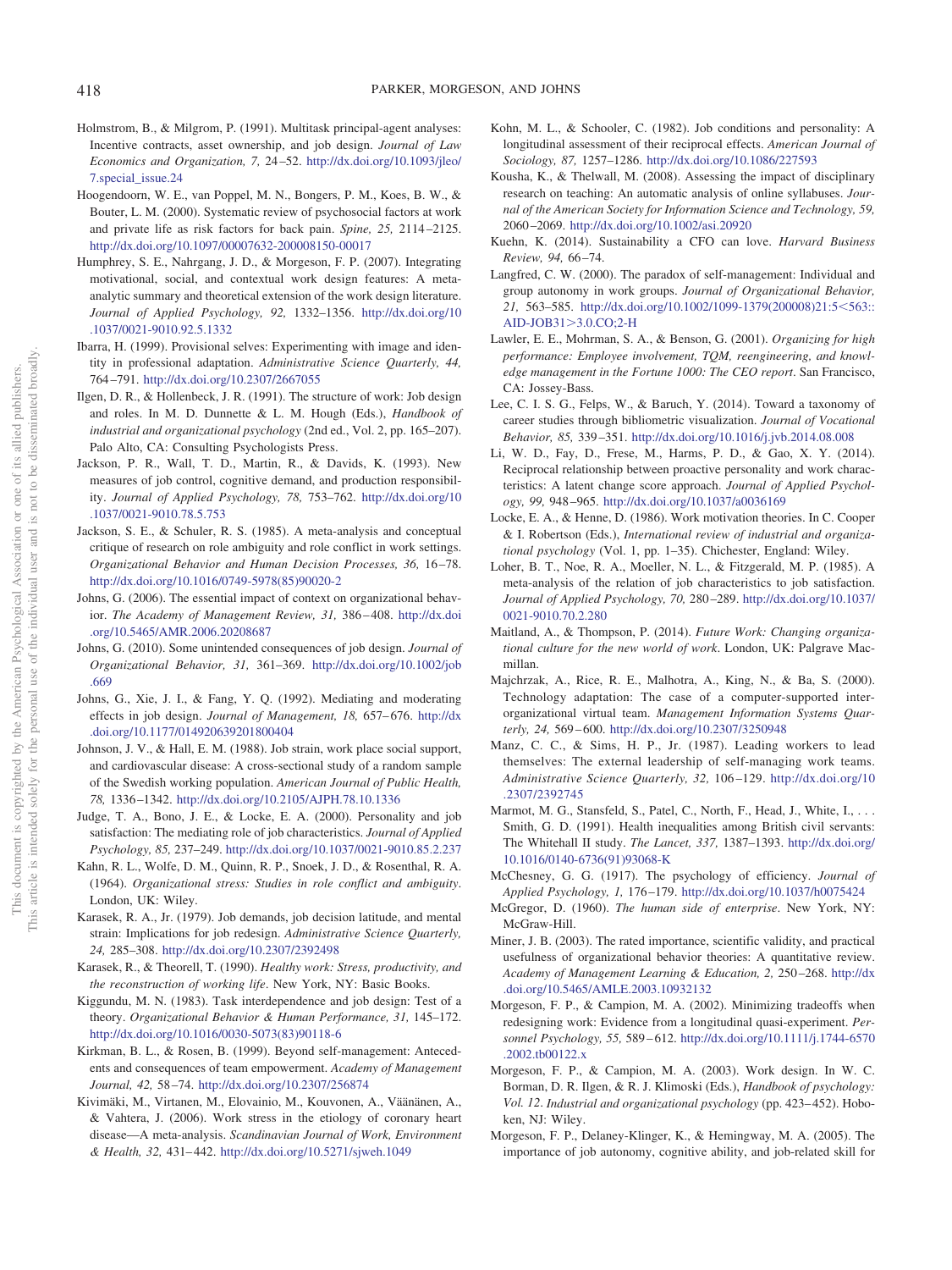Holmstrom, B., & Milgrom, P. (1991). Multitask principal-agent analyses: Incentive contracts, asset ownership, and job design. *Journal of Law Economics and Organization, 7,* 24–52. http://dx.doi.org/10.1093/jleo/7.special_issue.24

Hoogendoorn, W. E., van Poppel, M. N., Bongers, P. M., Koes, B. W., & Bouter, L. M. (2000). Systematic review of psychosocial factors at work and private life as risk factors for back pain. *Spine, 25,* 2114–2125. http://dx.doi.org/10.1097/00007632-200008150-00017

Humphrey, S. E., Nahrgang, J. D., & Morgeson, F. P. (2007). Integrating motivational, social, and contextual work design features: A meta-analytic summary and theoretical extension of the work design literature. *Journal of Applied Psychology, 92,* 1332–1356. http://dx.doi.org/10.1037/0021-9010.92.5.1332

Ibarra, H. (1999). Provisional selves: Experimenting with image and identity in professional adaptation. *Administrative Science Quarterly, 44,* 764–791. http://dx.doi.org/10.2307/2667055

Ilgen, D. R., & Hollenbeck, J. R. (1991). The structure of work: Job design and roles. In M. D. Dunnette & L. M. Hough (Eds.), *Handbook of industrial and organizational psychology* (2nd ed., Vol. 2, pp. 165–207). Palo Alto, CA: Consulting Psychologists Press.

Jackson, P. R., Wall, T. D., Martin, R., & Davids, K. (1993). New measures of job control, cognitive demand, and production responsibility. *Journal of Applied Psychology, 78,* 753–762. http://dx.doi.org/10.1037/0021-9010.78.5.753

Jackson, S. E., & Schuler, R. S. (1985). A meta-analysis and conceptual critique of research on role ambiguity and role conflict in work settings. *Organizational Behavior and Human Decision Processes, 36,* 16–78. http://dx.doi.org/10.1016/0749-5978(85)90020-2

Johns, G. (2006). The essential impact of context on organizational behavior. *The Academy of Management Review, 31,* 386–408. http://dx.doi.org/10.5465/AMR.2006.20208687

Johns, G. (2010). Some unintended consequences of job design. *Journal of Organizational Behavior, 31,* 361–369. http://dx.doi.org/10.1002/job.669

Johns, G., Xie, J. L., & Fang, Y. Q. (1992). Mediating and moderating effects in job design. *Journal of Management, 18,* 657–676. http://dx.doi.org/10.1177/014920639201800404

Johnson, J. V., & Hall, E. M. (1988). Job strain, work place social support, and cardiovascular disease: A cross-sectional study of a random sample of the Swedish working population. *American Journal of Public Health, 78,* 1336–1342. http://dx.doi.org/10.2105/AJPH.78.10.1336

Judge, T. A., Bono, J. E., & Locke, E. A. (2000). Personality and job satisfaction: The mediating role of job characteristics. *Journal of Applied Psychology, 85,* 237–249. http://dx.doi.org/10.1037/0021-9010.85.2.237

Kahn, R. L., Wolfe, D. M., Quinn, R. P., Snoek, J. D., & Rosenthal, R. A. (1964). *Organizational stress: Studies in role conflict and ambiguity*. London, UK: Wiley.

Karasek, R. A., Jr. (1979). Job demands, job decision latitude, and mental strain: Implications for job redesign. *Administrative Science Quarterly, 24,* 285–308. http://dx.doi.org/10.2307/2392498

Karasek, R., & Theorell, T. (1990). *Healthy work: Stress, productivity, and the reconstruction of working life*. New York, NY: Basic Books.

Kiggundu, M. N. (1983). Task interdependence and job design: Test of a theory. *Organizational Behavior & Human Performance, 31,* 145–172. http://dx.doi.org/10.1016/0030-5073(83)90118-6

Kirkman, B. L., & Rosen, B. (1999). Beyond self-management: Antecedents and consequences of team empowerment. *Academy of Management Journal, 42,* 58–74. http://dx.doi.org/10.2307/256874

Kivimäki, M., Virtanen, M., Elovainio, M., Kouvonen, A., Väänänen, A., & Vahtera, J. (2006). Work stress in the etiology of coronary heart disease—A meta-analysis. *Scandinavian Journal of Work, Environment & Health, 32,* 431–442. http://dx.doi.org/10.5271/sjweh.1049

Kohn, M. L., & Schooler, C. (1982). Job conditions and personality: A longitudinal assessment of their reciprocal effects. *American Journal of Sociology, 87,* 1257–1286. http://dx.doi.org/10.1086/227593

Kousha, K., & Thelwall, M. (2008). Assessing the impact of disciplinary research on teaching: An automatic analysis of online syllabuses. *Journal of the American Society for Information Science and Technology, 59,* 2060–2069. http://dx.doi.org/10.1002/asi.20920

Kuehn, K. (2014). Sustainability a CFO can love. *Harvard Business Review, 94,* 66–74.

Langfred, C. W. (2000). The paradox of self-management: Individual and group autonomy in work groups. *Journal of Organizational Behavior, 21,* 563–585. http://dx.doi.org/10.1002/1099-1379(200008)21:5<563::AID-JOB31>3.0.CO;2-H

Lawler, E. E., Mohrman, S. A., & Benson, G. (2001). *Organizing for high performance: Employee involvement, TQM, reengineering, and knowledge management in the Fortune 1000: The CEO report*. San Francisco, CA: Jossey-Bass.

Lee, C. I. S. G., Felps, W., & Baruch, Y. (2014). Toward a taxonomy of career studies through bibliometric visualization. *Journal of Vocational Behavior, 85,* 339–351. http://dx.doi.org/10.1016/j.jvb.2014.08.008

Li, W. D., Fay, D., Frese, M., Harms, P. D., & Gao, X. Y. (2014). Reciprocal relationship between proactive personality and work characteristics: A latent change score approach. *Journal of Applied Psychology, 99,* 948–965. http://dx.doi.org/10.1037/a0036169

Locke, E. A., & Henne, D. (1986). Work motivation theories. In C. Cooper & I. Robertson (Eds.), *International review of industrial and organizational psychology* (Vol. 1, pp. 1–35). Chichester, England: Wiley.

Loher, B. T., Noe, R. A., Moeller, N. L., & Fitzgerald, M. P. (1985). A meta-analysis of the relation of job characteristics to job satisfaction. *Journal of Applied Psychology, 70,* 280–289. http://dx.doi.org/10.1037/0021-9010.70.2.280

Maitland, A., & Thompson, P. (2014). *Future Work: Changing organizational culture for the new world of work*. London, UK: Palgrave Macmillan.

Majchrzak, A., Rice, R. E., Malhotra, A., King, N., & Ba, S. (2000). Technology adaptation: The case of a computer-supported interorganizational virtual team. *Management Information Systems Quarterly, 24,* 569–600. http://dx.doi.org/10.2307/3250948

Manz, C. C., & Sims, H. P., Jr. (1987). Leading workers to lead themselves: The external leadership of self-managing work teams. *Administrative Science Quarterly, 32,* 106–129. http://dx.doi.org/10.2307/2392745

Marmot, M. G., Stansfeld, S., Patel, C., North, F., Head, J., White, I., . . . Smith, G. D. (1991). Health inequalities among British civil servants: The Whitehall II study. *The Lancet, 337,* 1387–1393. http://dx.doi.org/10.1016/0140-6736(91)93068-K

McChesney, G. G. (1917). The psychology of efficiency. *Journal of Applied Psychology, 1,* 176–179. http://dx.doi.org/10.1037/h0075424

McGregor, D. (1960). *The human side of enterprise*. New York, NY: McGraw-Hill.

Miner, J. B. (2003). The rated importance, scientific validity, and practical usefulness of organizational behavior theories: A quantitative review. *Academy of Management Learning & Education, 2,* 250–268. http://dx.doi.org/10.5465/AMLE.2003.10932132

Morgeson, F. P., & Campion, M. A. (2002). Minimizing tradeoffs when redesigning work: Evidence from a longitudinal quasi-experiment. *Personnel Psychology, 55,* 589–612. http://dx.doi.org/10.1111/j.1744-6570.2002.tb00122.x

Morgeson, F. P., & Campion, M. A. (2003). Work design. In W. C. Borman, D. R. Ilgen, & R. J. Klimoski (Eds.), *Handbook of psychology: Vol. 12. Industrial and organizational psychology* (pp. 423–452). Hoboken, NJ: Wiley.

Morgeson, F. P., Delaney-Klinger, K., & Hemingway, M. A. (2005). The importance of job autonomy, cognitive ability, and job-related skill for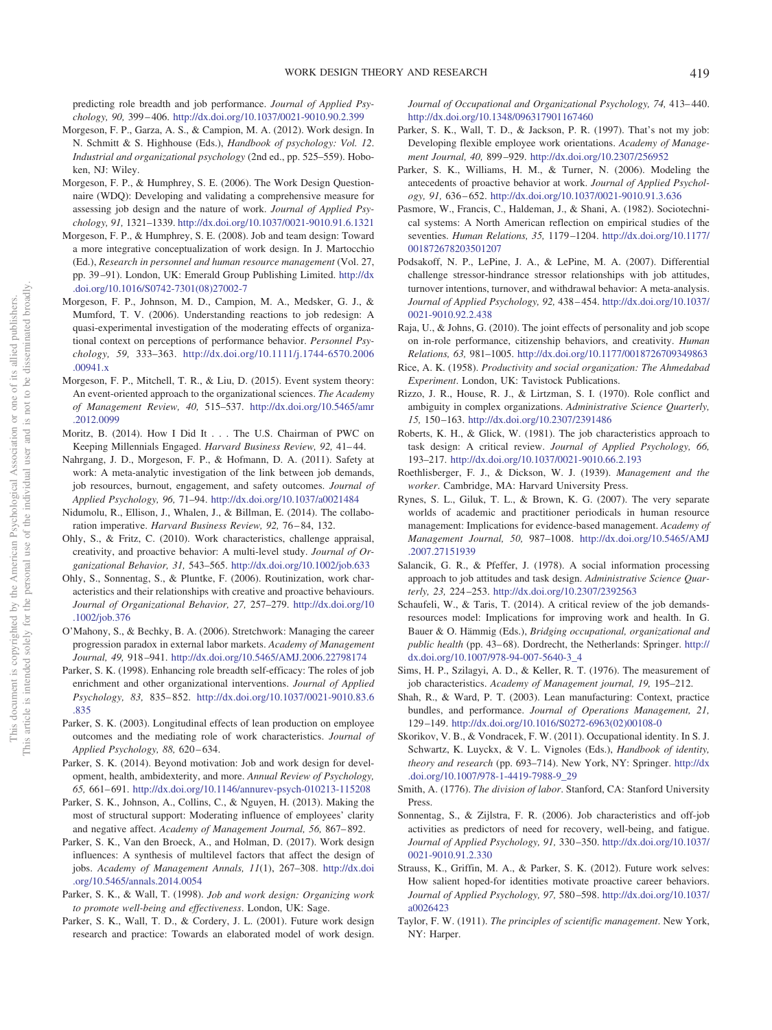predicting role breadth and job performance. *Journal of Applied Psychology, 90,* 399–406. http://dx.doi.org/10.1037/0021-9010.90.2.399

Morgeson, F. P., Garza, A. S., & Campion, M. A. (2012). Work design. In N. Schmitt & S. Highhouse (Eds.), *Handbook of psychology: Vol. 12. Industrial and organizational psychology* (2nd ed., pp. 525–559). Hoboken, NJ: Wiley.

Morgeson, F. P., & Humphrey, S. E. (2006). The Work Design Questionnaire (WDQ): Developing and validating a comprehensive measure for assessing job design and the nature of work. *Journal of Applied Psychology, 91,* 1321–1339. http://dx.doi.org/10.1037/0021-9010.91.6.1321

Morgeson, F. P., & Humphrey, S. E. (2008). Job and team design: Toward a more integrative conceptualization of work design. In J. Martocchio (Ed.), *Research in personnel and human resource management* (Vol. 27, pp. 39–91). London, UK: Emerald Group Publishing Limited. http://dx.doi.org/10.1016/S0742-7301(08)27002-7

Morgeson, F. P., Johnson, M. D., Campion, M. A., Medsker, G. J., & Mumford, T. V. (2006). Understanding reactions to job redesign: A quasi-experimental investigation of the moderating effects of organizational context on perceptions of performance behavior. *Personnel Psychology, 59,* 333–363. http://dx.doi.org/10.1111/j.1744-6570.2006.00941.x

Morgeson, F. P., Mitchell, T. R., & Liu, D. (2015). Event system theory: An event-oriented approach to the organizational sciences. *The Academy of Management Review, 40,* 515–537. http://dx.doi.org/10.5465/amr.2012.0099

Moritz, B. (2014). How I Did It . . . The U.S. Chairman of PWC on Keeping Millennials Engaged. *Harvard Business Review, 92,* 41–44.

Nahrgang, J. D., Morgeson, F. P., & Hofmann, D. A. (2011). Safety at work: A meta-analytic investigation of the link between job demands, job resources, burnout, engagement, and safety outcomes. *Journal of Applied Psychology, 96,* 71–94. http://dx.doi.org/10.1037/a0021484

Nidumolu, R., Ellison, J., Whalen, J., & Billman, E. (2014). The collaboration imperative. *Harvard Business Review, 92,* 76–84, 132.

Ohly, S., & Fritz, C. (2010). Work characteristics, challenge appraisal, creativity, and proactive behavior: A multi-level study. *Journal of Organizational Behavior, 31,* 543–565. http://dx.doi.org/10.1002/job.633

Ohly, S., Sonnentag, S., & Pluntke, F. (2006). Routinization, work characteristics and their relationships with creative and proactive behaviours. *Journal of Organizational Behavior, 27,* 257–279. http://dx.doi.org/10.1002/job.376

O'Mahony, S., & Bechky, B. A. (2006). Stretchwork: Managing the career progression paradox in external labor markets. *Academy of Management Journal, 49,* 918–941. http://dx.doi.org/10.5465/AMJ.2006.22798174

Parker, S. K. (1998). Enhancing role breadth self-efficacy: The roles of job enrichment and other organizational interventions. *Journal of Applied Psychology, 83,* 835–852. http://dx.doi.org/10.1037/0021-9010.83.6.835

Parker, S. K. (2003). Longitudinal effects of lean production on employee outcomes and the mediating role of work characteristics. *Journal of Applied Psychology, 88,* 620–634.

Parker, S. K. (2014). Beyond motivation: Job and work design for development, health, ambidexterity, and more. *Annual Review of Psychology, 65,* 661–691. http://dx.doi.org/10.1146/annurev-psych-010213-115208

Parker, S. K., Johnson, A., Collins, C., & Nguyen, H. (2013). Making the most of structural support: Moderating influence of employees' clarity and negative affect. *Academy of Management Journal, 56,* 867–892.

Parker, S. K., Van den Broeck, A., and Holman, D. (2017). Work design influences: A synthesis of multilevel factors that affect the design of jobs. *Academy of Management Annals, 11*(1), 267–308. http://dx.doi.org/10.5465/annals.2014.0054

Parker, S. K., & Wall, T. (1998). *Job and work design: Organizing work to promote well-being and effectiveness*. London, UK: Sage.

Parker, S. K., Wall, T. D., & Cordery, J. L. (2001). Future work design research and practice: Towards an elaborated model of work design. *Journal of Occupational and Organizational Psychology, 74,* 413–440. http://dx.doi.org/10.1348/096317901167460

Parker, S. K., Wall, T. D., & Jackson, P. R. (1997). That's not my job: Developing flexible employee work orientations. *Academy of Management Journal, 40,* 899–929. http://dx.doi.org/10.2307/256952

Parker, S. K., Williams, H. M., & Turner, N. (2006). Modeling the antecedents of proactive behavior at work. *Journal of Applied Psychology, 91,* 636–652. http://dx.doi.org/10.1037/0021-9010.91.3.636

Pasmore, W., Francis, C., Haldeman, J., & Shani, A. (1982). Sociotechnical systems: A North American reflection on empirical studies of the seventies. *Human Relations, 35,* 1179–1204. http://dx.doi.org/10.1177/001872678203501207

Podsakoff, N. P., LePine, J. A., & LePine, M. A. (2007). Differential challenge stressor-hindrance stressor relationships with job attitudes, turnover intentions, turnover, and withdrawal behavior: A meta-analysis. *Journal of Applied Psychology, 92,* 438–454. http://dx.doi.org/10.1037/0021-9010.92.2.438

Raja, U., & Johns, G. (2010). The joint effects of personality and job scope on in-role performance, citizenship behaviors, and creativity. *Human Relations, 63,* 981–1005. http://dx.doi.org/10.1177/0018726709349863

Rice, A. K. (1958). *Productivity and social organization: The Ahmedabad Experiment*. London, UK: Tavistock Publications.

Rizzo, J. R., House, R. J., & Lirtzman, S. I. (1970). Role conflict and ambiguity in complex organizations. *Administrative Science Quarterly, 15,* 150–163. http://dx.doi.org/10.2307/2391486

Roberts, K. H., & Glick, W. (1981). The job characteristics approach to task design: A critical review. *Journal of Applied Psychology, 66,* 193–217. http://dx.doi.org/10.1037/0021-9010.66.2.193

Roethlisberger, F. J., & Dickson, W. J. (1939). *Management and the worker*. Cambridge, MA: Harvard University Press.

Rynes, S. L., Giluk, T. L., & Brown, K. G. (2007). The very separate worlds of academic and practitioner periodicals in human resource management: Implications for evidence-based management. *Academy of Management Journal, 50,* 987–1008. http://dx.doi.org/10.5465/AMJ.2007.27151939

Salancik, G. R., & Pfeffer, J. (1978). A social information processing approach to job attitudes and task design. *Administrative Science Quarterly, 23,* 224–253. http://dx.doi.org/10.2307/2392563

Schaufeli, W., & Taris, T. (2014). A critical review of the job demands-resources model: Implications for improving work and health. In G. Bauer & O. Hämmig (Eds.), *Bridging occupational, organizational and public health* (pp. 43–68). Dordrecht, the Netherlands: Springer. http://dx.doi.org/10.1007/978-94-007-5640-3_4

Sims, H. P., Szilagyi, A. D., & Keller, R. T. (1976). The measurement of job characteristics. *Academy of Management journal, 19,* 195–212.

Shah, R., & Ward, P. T. (2003). Lean manufacturing: Context, practice bundles, and performance. *Journal of Operations Management, 21,* 129–149. http://dx.doi.org/10.1016/S0272-6963(02)00108-0

Skorikov, V. B., & Vondracek, F. W. (2011). Occupational identity. In S. J. Schwartz, K. Luyckx, & V. L. Vignoles (Eds.), *Handbook of identity, theory and research* (pp. 693–714). New York, NY: Springer. http://dx.doi.org/10.1007/978-1-4419-7988-9_29

Smith, A. (1776). *The division of labor*. Stanford, CA: Stanford University Press.

Sonnentag, S., & Zijlstra, F. R. (2006). Job characteristics and off-job activities as predictors of need for recovery, well-being, and fatigue. *Journal of Applied Psychology, 91,* 330–350. http://dx.doi.org/10.1037/0021-9010.91.2.330

Strauss, K., Griffin, M. A., & Parker, S. K. (2012). Future work selves: How salient hoped-for identities motivate proactive career behaviors. *Journal of Applied Psychology, 97,* 580–598. http://dx.doi.org/10.1037/a0026423

Taylor, F. W. (1911). *The principles of scientific management*. New York, NY: Harper.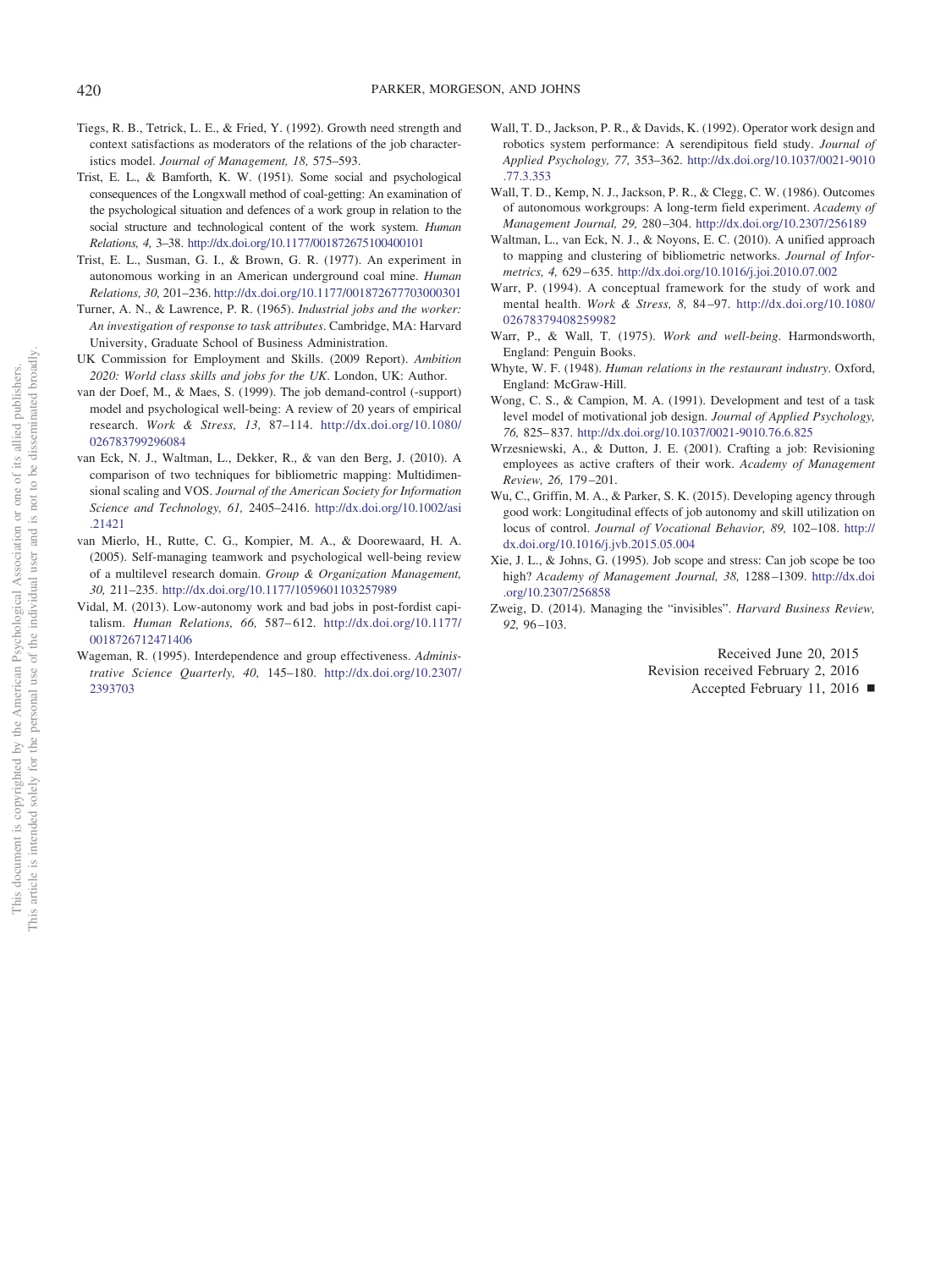Tiegs, R. B., Tetrick, L. E., & Fried, Y. (1992). Growth need strength and context satisfactions as moderators of the relations of the job characteristics model. *Journal of Management, 18,* 575–593.

Trist, E. L., & Bamforth, K. W. (1951). Some social and psychological consequences of the Longwall method of coal-getting: An examination of the psychological situation and defences of a work group in relation to the social structure and technological content of the work system. *Human Relations, 4,* 3–38. http://dx.doi.org/10.1177/001872675100400101

Trist, E. L., Susman, G. I., & Brown, G. R. (1977). An experiment in autonomous working in an American underground coal mine. *Human Relations, 30,* 201–236. http://dx.doi.org/10.1177/001872677703000301

Turner, A. N., & Lawrence, P. R. (1965). *Industrial jobs and the worker: An investigation of response to task attributes*. Cambridge, MA: Harvard University, Graduate School of Business Administration.

UK Commission for Employment and Skills. (2009 Report). *Ambition 2020: World class skills and jobs for the UK*. London, UK: Author.

van der Doef, M., & Maes, S. (1999). The job demand-control (-support) model and psychological well-being: A review of 20 years of empirical research. *Work & Stress, 13,* 87–114. http://dx.doi.org/10.1080/026783799296084

van Eck, N. J., Waltman, L., Dekker, R., & van den Berg, J. (2010). A comparison of two techniques for bibliometric mapping: Multidimensional scaling and VOS. *Journal of the American Society for Information Science and Technology, 61,* 2405–2416. http://dx.doi.org/10.1002/asi.21421

van Mierlo, H., Rutte, C. G., Kompier, M. A., & Doorewaard, H. A. (2005). Self-managing teamwork and psychological well-being review of a multilevel research domain. *Group & Organization Management, 30,* 211–235. http://dx.doi.org/10.1177/1059601103257989

Vidal, M. (2013). Low-autonomy work and bad jobs in post-fordist capitalism. *Human Relations, 66,* 587–612. http://dx.doi.org/10.1177/0018726712471406

Wageman, R. (1995). Interdependence and group effectiveness. *Administrative Science Quarterly, 40,* 145–180. http://dx.doi.org/10.2307/2393703

Wall, T. D., Jackson, P. R., & Davids, K. (1992). Operator work design and robotics system performance: A serendipitous field study. *Journal of Applied Psychology, 77,* 353–362. http://dx.doi.org/10.1037/0021-9010.77.3.353

Wall, T. D., Kemp, N. J., Jackson, P. R., & Clegg, C. W. (1986). Outcomes of autonomous workgroups: A long-term field experiment. *Academy of Management Journal, 29,* 280–304. http://dx.doi.org/10.2307/256189

Waltman, L., van Eck, N. J., & Noyons, E. C. (2010). A unified approach to mapping and clustering of bibliometric networks. *Journal of Informetrics, 4,* 629–635. http://dx.doi.org/10.1016/j.joi.2010.07.002

Warr, P. (1994). A conceptual framework for the study of work and mental health. *Work & Stress, 8,* 84–97. http://dx.doi.org/10.1080/02678379408259982

Warr, P., & Wall, T. (1975). *Work and well-being*. Harmondsworth, England: Penguin Books.

Whyte, W. F. (1948). *Human relations in the restaurant industry*. Oxford, England: McGraw-Hill.

Wong, C. S., & Campion, M. A. (1991). Development and test of a task level model of motivational job design. *Journal of Applied Psychology, 76,* 825–837. http://dx.doi.org/10.1037/0021-9010.76.6.825

Wrzesniewski, A., & Dutton, J. E. (2001). Crafting a job: Revisioning employees as active crafters of their work. *Academy of Management Review, 26,* 179–201.

Wu, C., Griffin, M. A., & Parker, S. K. (2015). Developing agency through good work: Longitudinal effects of job autonomy and skill utilization on locus of control. *Journal of Vocational Behavior, 89,* 102–108. http://dx.doi.org/10.1016/j.jvb.2015.05.004

Xie, J. L., & Johns, G. (1995). Job scope and stress: Can job scope be too high? *Academy of Management Journal, 38,* 1288–1309. http://dx.doi.org/10.2307/256858

Zweig, D. (2014). Managing the "invisibles". *Harvard Business Review, 92,* 96–103.

Received June 20, 2015
Revision received February 2, 2016
Accepted February 11, 2016 ■